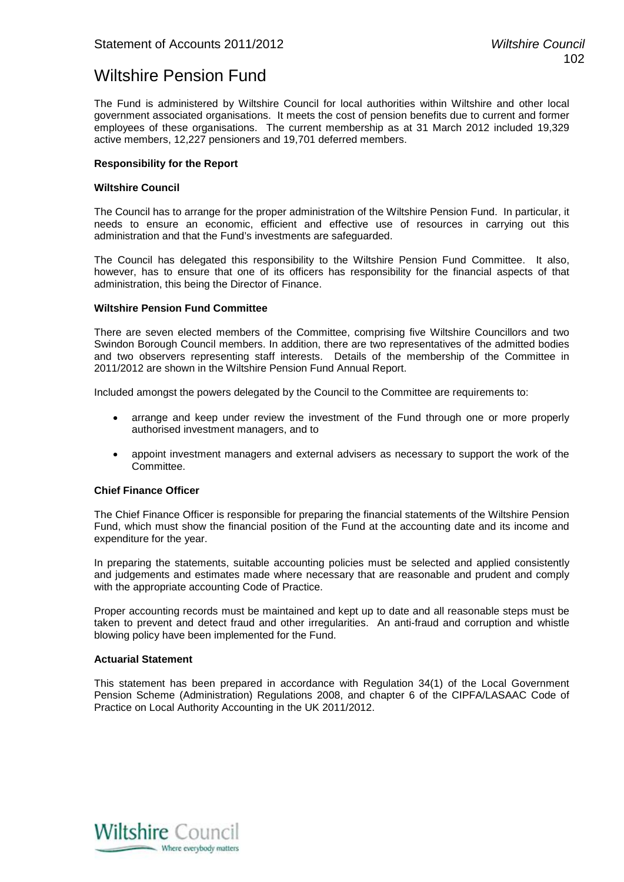# Wiltshire Pension Fund

The Fund is administered by Wiltshire Council for local authorities within Wiltshire and other local government associated organisations. It meets the cost of pension benefits due to current and former employees of these organisations. The current membership as at 31 March 2012 included 19,329 active members, 12,227 pensioners and 19,701 deferred members.

**Responsibility for the Report**

**Wiltshire Council**

The Council has to arrange for the proper administration of the Wiltshire Pension Fund. In particular, it needs to ensure an economic, efficient and effective use of resources in carrying out this administration and that the Fund's investments are safeguarded.

The Council has delegated this responsibility to the Wiltshire Pension Fund Committee. It also, however, has to ensure that one of its officers has responsibility for the financial aspects of that administration, this being the Director of Finance.

**Wiltshire Pension Fund Committee**

There are seven elected members of the Committee, comprising five Wiltshire Councillors and two Swindon Borough Council members. In addition, there are two representatives of the admitted bodies and two observers representing staff interests. Details of the membership of the Committee in 2011/2012 are shown in the Wiltshire Pension Fund Annual Report.

Included amongst the powers delegated by the Council to the Committee are requirements to:

- arrange and keep under review the investment of the Fund through one or more properly authorised investment managers, and to
- appoint investment managers and external advisers as necessary to support the work of the Committee.

**Chief Finance Officer**

The Chief Finance Officer is responsible for preparing the financial statements of the Wiltshire Pension Fund, which must show the financial position of the Fund at the accounting date and its income and expenditure for the year.

In preparing the statements, suitable accounting policies must be selected and applied consistently and judgements and estimates made where necessary that are reasonable and prudent and comply with the appropriate accounting Code of Practice.

Proper accounting records must be maintained and kept up to date and all reasonable steps must be taken to prevent and detect fraud and other irregularities. An anti-fraud and corruption and whistle blowing policy have been implemented for the Fund.

**Actuarial Statement**

This statement has been prepared in accordance with Regulation 34(1) of the Local Government Pension Scheme (Administration) Regulations 2008, and chapter 6 of the CIPFA/LASAAC Code of Practice on Local Authority Accounting in the UK 2011/2012.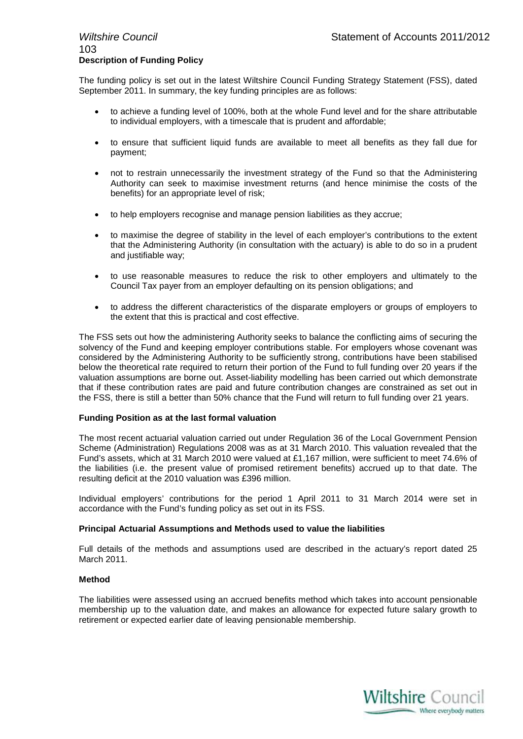### Description of Funding Policy

The funding policy is set out in the latest Wiltshire Council Funding Strategy Statement (FSS), dated September 2011. In summary, the key funding principles are as follows:

- to achieve a funding level of 100%, both at the whole Fund level and for the share attributable to individual employers, with a timescale that is prudent and affordable;
- to ensure that sufficient liquid funds are available to meet all benefits as they fall due for payment;
- not to restrain unnecessarily the investment strategy of the Fund so that the Administering Authority can seek to maximise investment returns (and hence minimise the costs of the benefits) for an appropriate level of risk;
- to help employers recognise and manage pension liabilities as they accrue;
- to maximise the degree of stability in the level of each employer's contributions to the extent that the Administering Authority (in consultation with the actuary) is able to do so in a prudent and justifiable way;
- to use reasonable measures to reduce the risk to other employers and ultimately to the Council Tax payer from an employer defaulting on its pension obligations; and
- to address the different characteristics of the disparate employers or groups of employers to the extent that this is practical and cost effective.

The FSS sets out how the administering Authority seeks to balance the conflicting aims of securing the solvency of the Fund and keeping employer contributions stable. For employers whose covenant was considered by the Administering Authority to be sufficiently strong, contributions have been stabilised below the theoretical rate required to return their portion of the Fund to full funding over 20 years if the valuation assumptions are borne out. Asset-liability modelling has been carried out which demonstrate that if these contribution rates are paid and future contribution changes are constrained as set out in the FSS, there is still a better than 50% chance that the Fund will return to full funding over 21 years.

### Funding Position as at the last formal valuation

The most recent actuarial valuation carried out under Regulation 36 of the Local Government Pension Scheme (Administration) Regulations 2008 was as at 31 March 2010. This valuation revealed that the Fund's assets, which at 31 March 2010 were valued at £1,167 million, were sufficient to meet 74.6% of the liabilities (i.e. the present value of promised retirement benefits) accrued up to that date. The resulting deficit at the 2010 valuation was £396 million.

Individual employers' contributions for the period 1 April 2011 to 31 March 2014 were set in accordance with the Fund's funding policy as set out in its FSS.

### Principal Actuarial Assumptions and Methods used to value the liabilities

Full details of the methods and assumptions used are described in the actuary's report dated 25 March 2011.

### Method

The liabilities were assessed using an accrued benefits method which takes into account pensionable membership up to the valuation date, and makes an allowance for expected future salary growth to retirement or expected earlier date of leaving pensionable membership.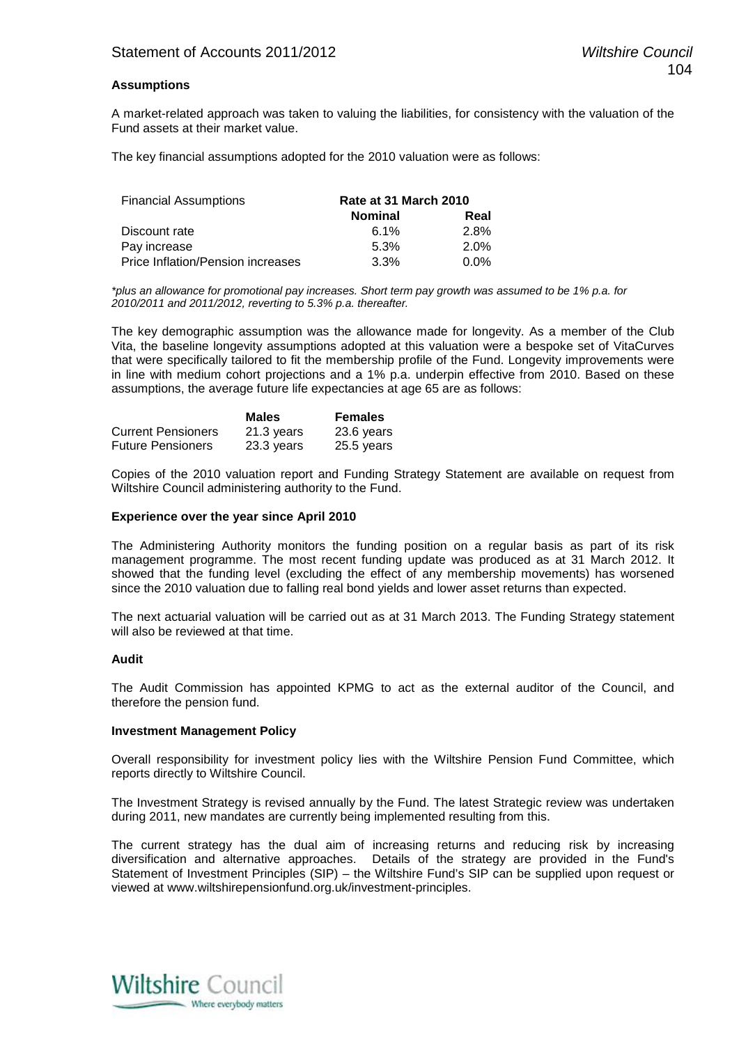**Assumptions**

A market-related approach was taken to valuing the liabilities, for consistency with the valuation of the Fund assets at their market value.

The key financial assumptions adopted for the 2010 valuation were as follows:

| Financial Assumptions | Rate at 31 March 2010 | |
|---|---|---|
| | **Nominal** | **Real** |
| Discount rate | 6.1% | 2.8% |
| Pay increase | 5.3% | 2.0% |
| Price Inflation/Pension increases | 3.3% | 0.0% |

*\*plus an allowance for promotional pay increases. Short term pay growth was assumed to be 1% p.a. for 2010/2011 and 2011/2012, reverting to 5.3% p.a. thereafter.*

The key demographic assumption was the allowance made for longevity. As a member of the Club Vita, the baseline longevity assumptions adopted at this valuation were a bespoke set of VitaCurves that were specifically tailored to fit the membership profile of the Fund. Longevity improvements were in line with medium cohort projections and a 1% p.a. underpin effective from 2010. Based on these assumptions, the average future life expectancies at age 65 are as follows:

| | **Males** | **Females** |
|---|---|---|
| Current Pensioners | 21.3 years | 23.6 years |
| Future Pensioners | 23.3 years | 25.5 years |

Copies of the 2010 valuation report and Funding Strategy Statement are available on request from Wiltshire Council administering authority to the Fund.

**Experience over the year since April 2010**

The Administering Authority monitors the funding position on a regular basis as part of its risk management programme. The most recent funding update was produced as at 31 March 2012. It showed that the funding level (excluding the effect of any membership movements) has worsened since the 2010 valuation due to falling real bond yields and lower asset returns than expected.

The next actuarial valuation will be carried out as at 31 March 2013. The Funding Strategy statement will also be reviewed at that time.

**Audit**

The Audit Commission has appointed KPMG to act as the external auditor of the Council, and therefore the pension fund.

**Investment Management Policy**

Overall responsibility for investment policy lies with the Wiltshire Pension Fund Committee, which reports directly to Wiltshire Council.

The Investment Strategy is revised annually by the Fund. The latest Strategic review was undertaken during 2011, new mandates are currently being implemented resulting from this.

The current strategy has the dual aim of increasing returns and reducing risk by increasing diversification and alternative approaches. Details of the strategy are provided in the Fund's Statement of Investment Principles (SIP) – the Wiltshire Fund's SIP can be supplied upon request or viewed at www.wiltshirepensionfund.org.uk/investment-principles.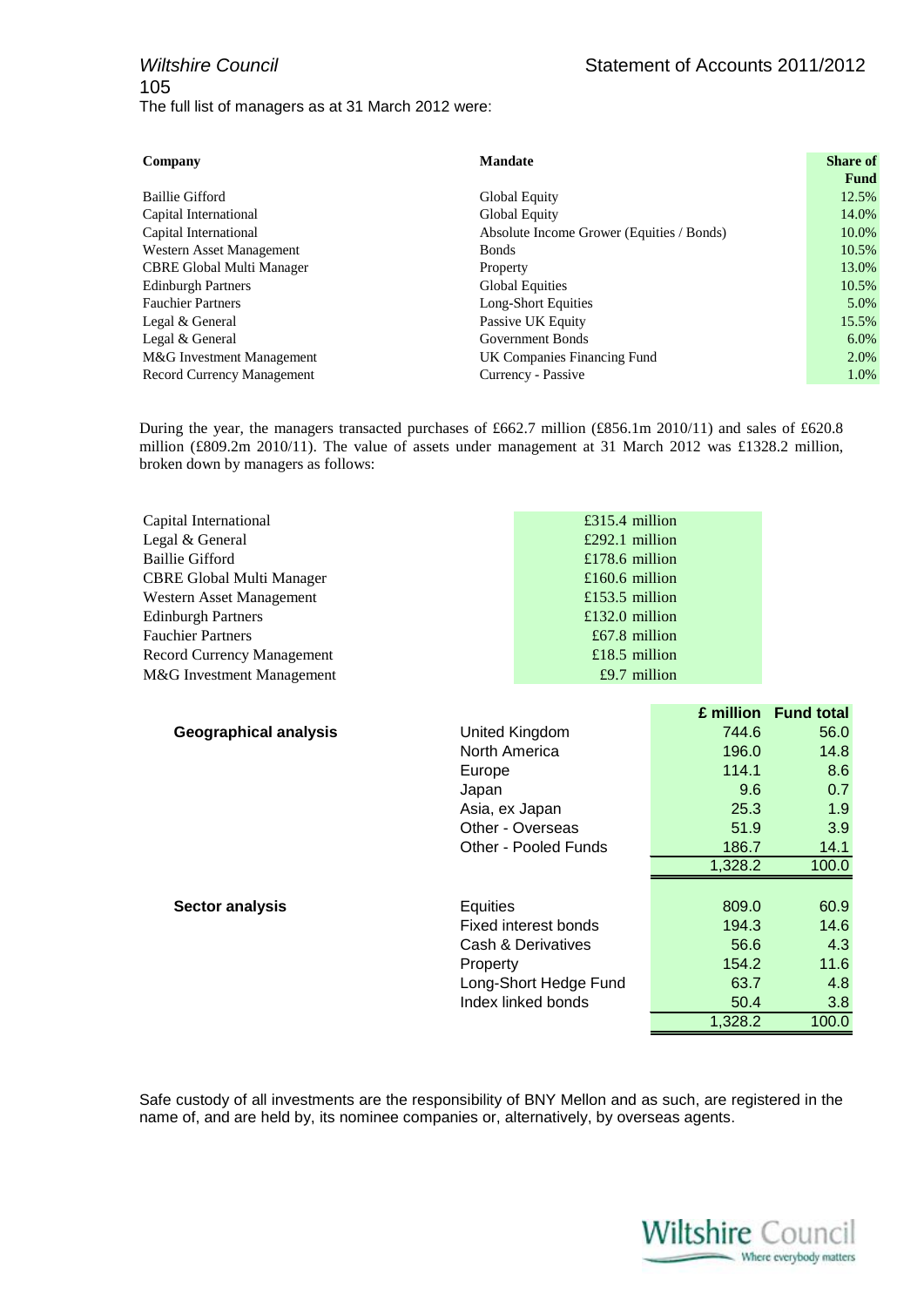The full list of managers as at 31 March 2012 were:

| Company | Mandate | Share of Fund |
|---|---|---|
| Baillie Gifford | Global Equity | 12.5% |
| Capital International | Global Equity | 14.0% |
| Capital International | Absolute Income Grower (Equities / Bonds) | 10.0% |
| Western Asset Management | Bonds | 10.5% |
| CBRE Global Multi Manager | Property | 13.0% |
| Edinburgh Partners | Global Equities | 10.5% |
| Fauchier Partners | Long-Short Equities | 5.0% |
| Legal & General | Passive UK Equity | 15.5% |
| Legal & General | Government Bonds | 6.0% |
| M&G Investment Management | UK Companies Financing Fund | 2.0% |
| Record Currency Management | Currency - Passive | 1.0% |

During the year, the managers transacted purchases of £662.7 million (£856.1m 2010/11) and sales of £620.8 million (£809.2m 2010/11). The value of assets under management at 31 March 2012 was £1328.2 million, broken down by managers as follows:

| Manager | Value |
|---|---|
| Capital International | £315.4 million |
| Legal & General | £292.1 million |
| Baillie Gifford | £178.6 million |
| CBRE Global Multi Manager | £160.6 million |
| Western Asset Management | £153.5 million |
| Edinburgh Partners | £132.0 million |
| Fauchier Partners | £67.8 million |
| Record Currency Management | £18.5 million |
| M&G Investment Management | £9.7 million |

| | | £ million | Fund total |
|---|---|---|---|
| **Geographical analysis** | United Kingdom | 744.6 | 56.0 |
| | North America | 196.0 | 14.8 |
| | Europe | 114.1 | 8.6 |
| | Japan | 9.6 | 0.7 |
| | Asia, ex Japan | 25.3 | 1.9 |
| | Other - Overseas | 51.9 | 3.9 |
| | Other - Pooled Funds | 186.7 | 14.1 |
| | | 1,328.2 | 100.0 |
| **Sector analysis** | Equities | 809.0 | 60.9 |
| | Fixed interest bonds | 194.3 | 14.6 |
| | Cash & Derivatives | 56.6 | 4.3 |
| | Property | 154.2 | 11.6 |
| | Long-Short Hedge Fund | 63.7 | 4.8 |
| | Index linked bonds | 50.4 | 3.8 |
| | | 1,328.2 | 100.0 |

Safe custody of all investments are the responsibility of BNY Mellon and as such, are registered in the name of, and are held by, its nominee companies or, alternatively, by overseas agents.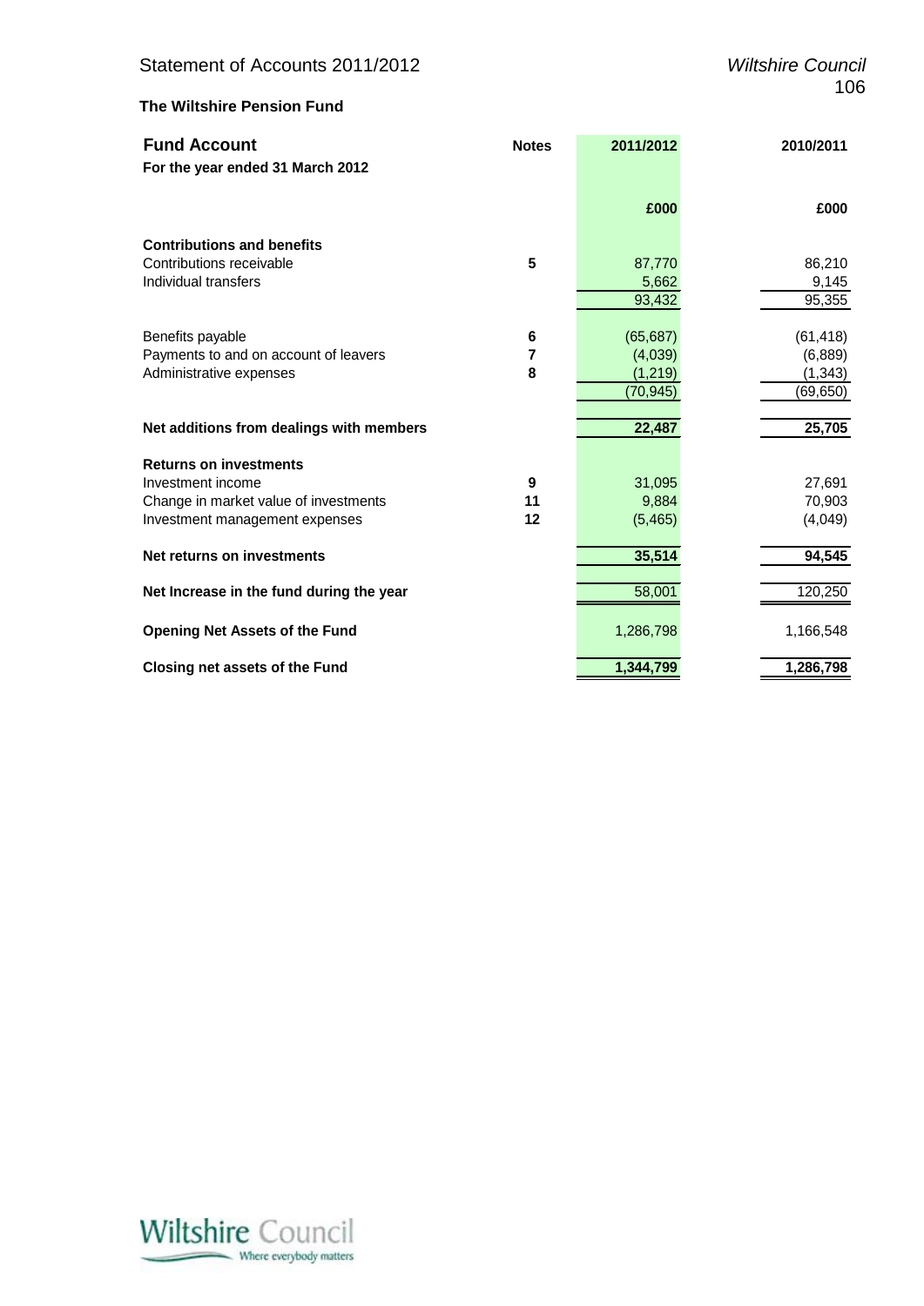## The Wiltshire Pension Fund

### Fund Account

**For the year ended 31 March 2012**

| | Notes | 2011/2012 | 2010/2011 |
|---|---|---|---|
| | | £000 | £000 |
| **Contributions and benefits** | | | |
| Contributions receivable | 5 | 87,770 | 86,210 |
| Individual transfers | | 5,662 | 9,145 |
| | | 93,432 | 95,355 |
| Benefits payable | 6 | (65,687) | (61,418) |
| Payments to and on account of leavers | 7 | (4,039) | (6,889) |
| Administrative expenses | 8 | (1,219) | (1,343) |
| | | (70,945) | (69,650) |
| **Net additions from dealings with members** | | **22,487** | **25,705** |
| **Returns on investments** | | | |
| Investment income | 9 | 31,095 | 27,691 |
| Change in market value of investments | 11 | 9,884 | 70,903 |
| Investment management expenses | 12 | (5,465) | (4,049) |
| **Net returns on investments** | | **35,514** | **94,545** |
| **Net Increase in the fund during the year** | | 58,001 | 120,250 |
| **Opening Net Assets of the Fund** | | 1,286,798 | 1,166,548 |
| **Closing net assets of the Fund** | | **1,344,799** | **1,286,798** |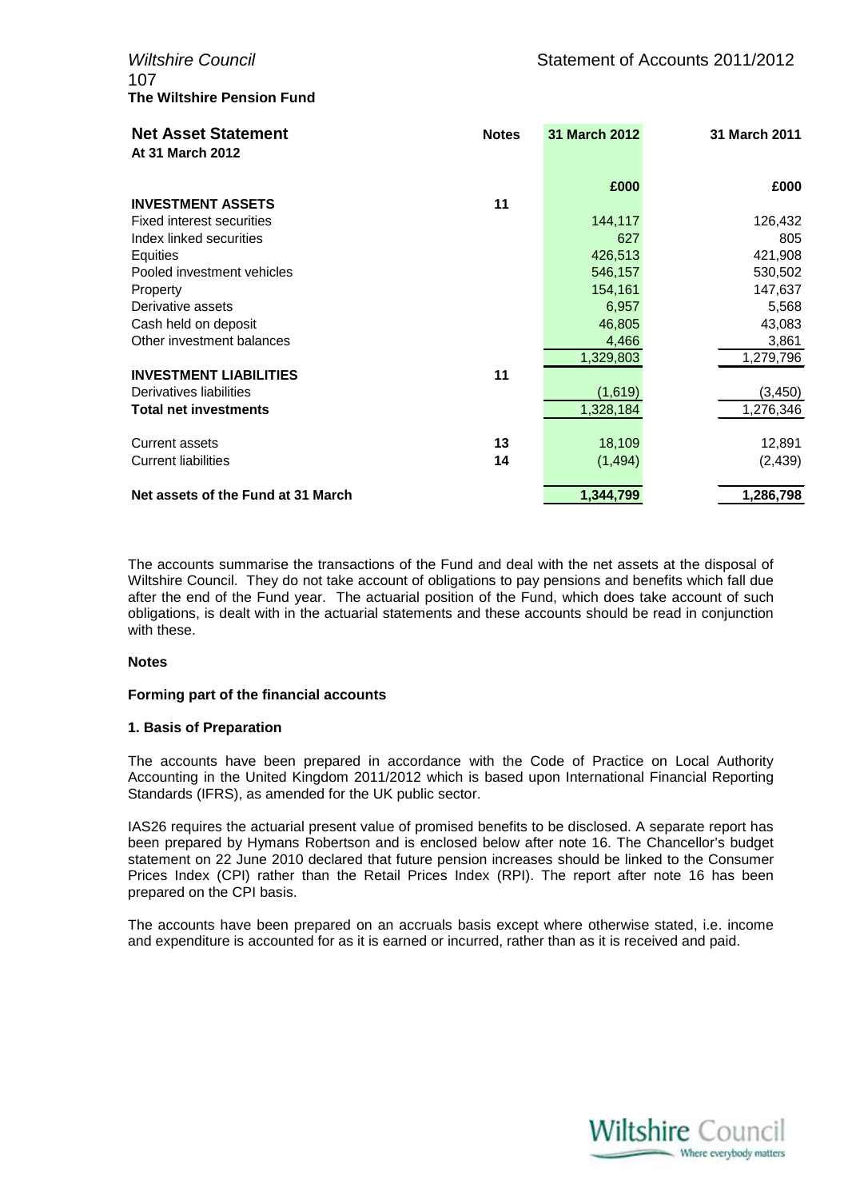**The Wiltshire Pension Fund**

## Net Asset Statement

**At 31 March 2012**

| | Notes | 31 March 2012 | 31 March 2011 |
|---|---|---|---|
| | | £000 | £000 |
| **INVESTMENT ASSETS** | 11 | | |
| Fixed interest securities | | 144,117 | 126,432 |
| Index linked securities | | 627 | 805 |
| Equities | | 426,513 | 421,908 |
| Pooled investment vehicles | | 546,157 | 530,502 |
| Property | | 154,161 | 147,637 |
| Derivative assets | | 6,957 | 5,568 |
| Cash held on deposit | | 46,805 | 43,083 |
| Other investment balances | | 4,466 | 3,861 |
| | | 1,329,803 | 1,279,796 |
| **INVESTMENT LIABILITIES** | 11 | | |
| Derivatives liabilities | | (1,619) | (3,450) |
| **Total net investments** | | 1,328,184 | 1,276,346 |
| Current assets | 13 | 18,109 | 12,891 |
| Current liabilities | 14 | (1,494) | (2,439) |
| **Net assets of the Fund at 31 March** | | **1,344,799** | **1,286,798** |

The accounts summarise the transactions of the Fund and deal with the net assets at the disposal of Wiltshire Council. They do not take account of obligations to pay pensions and benefits which fall due after the end of the Fund year. The actuarial position of the Fund, which does take account of such obligations, is dealt with in the actuarial statements and these accounts should be read in conjunction with these.

**Notes**

**Forming part of the financial accounts**

**1. Basis of Preparation**

The accounts have been prepared in accordance with the Code of Practice on Local Authority Accounting in the United Kingdom 2011/2012 which is based upon International Financial Reporting Standards (IFRS), as amended for the UK public sector.

IAS26 requires the actuarial present value of promised benefits to be disclosed. A separate report has been prepared by Hymans Robertson and is enclosed below after note 16. The Chancellor's budget statement on 22 June 2010 declared that future pension increases should be linked to the Consumer Prices Index (CPI) rather than the Retail Prices Index (RPI). The report after note 16 has been prepared on the CPI basis.

The accounts have been prepared on an accruals basis except where otherwise stated, i.e. income and expenditure is accounted for as it is earned or incurred, rather than as it is received and paid.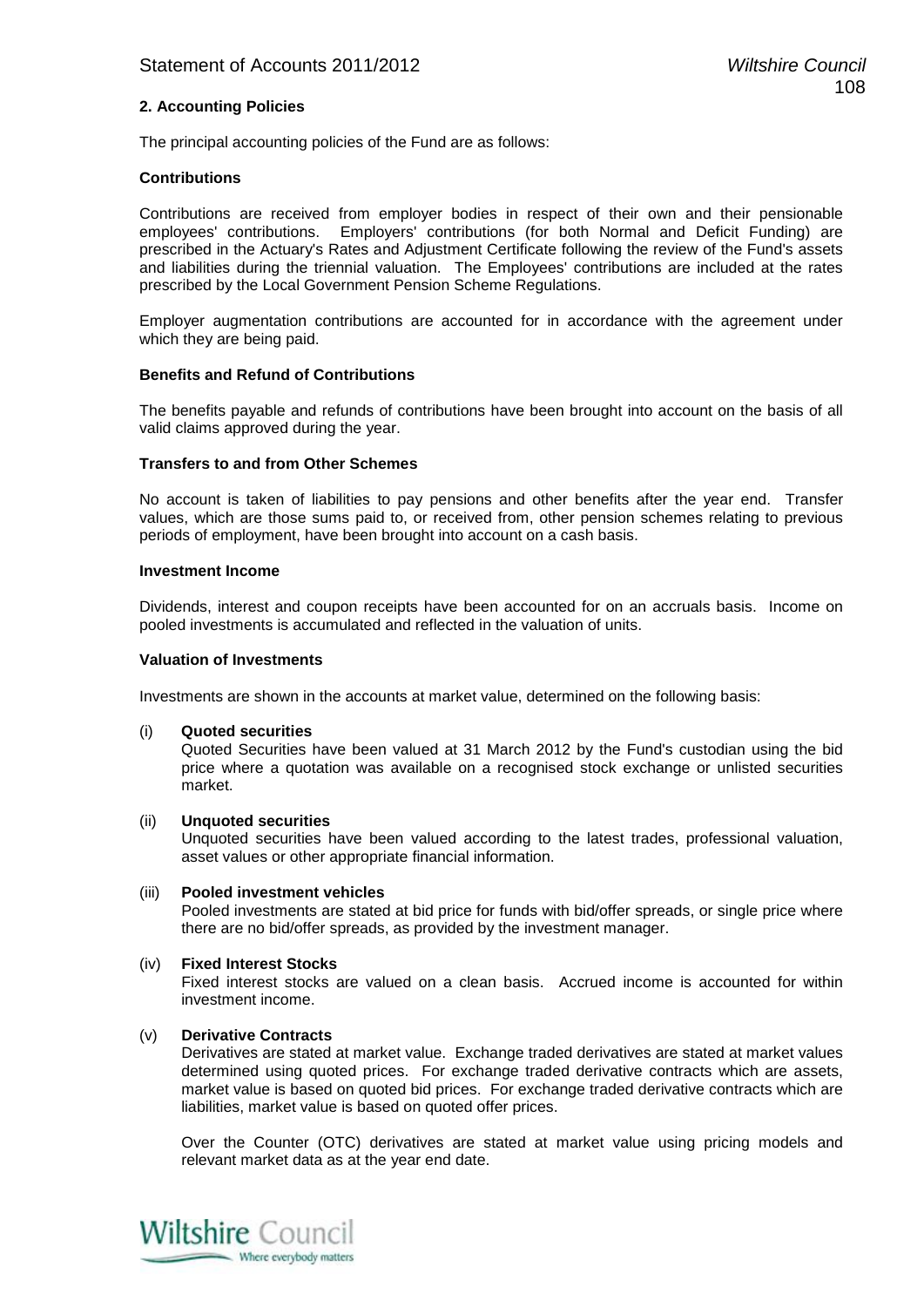## 2. Accounting Policies

The principal accounting policies of the Fund are as follows:

### Contributions

Contributions are received from employer bodies in respect of their own and their pensionable employees' contributions. Employers' contributions (for both Normal and Deficit Funding) are prescribed in the Actuary's Rates and Adjustment Certificate following the review of the Fund's assets and liabilities during the triennial valuation. The Employees' contributions are included at the rates prescribed by the Local Government Pension Scheme Regulations.

Employer augmentation contributions are accounted for in accordance with the agreement under which they are being paid.

### Benefits and Refund of Contributions

The benefits payable and refunds of contributions have been brought into account on the basis of all valid claims approved during the year.

### Transfers to and from Other Schemes

No account is taken of liabilities to pay pensions and other benefits after the year end. Transfer values, which are those sums paid to, or received from, other pension schemes relating to previous periods of employment, have been brought into account on a cash basis.

### Investment Income

Dividends, interest and coupon receipts have been accounted for on an accruals basis. Income on pooled investments is accumulated and reflected in the valuation of units.

### Valuation of Investments

Investments are shown in the accounts at market value, determined on the following basis:

(i) **Quoted securities**
Quoted Securities have been valued at 31 March 2012 by the Fund's custodian using the bid price where a quotation was available on a recognised stock exchange or unlisted securities market.

(ii) **Unquoted securities**
Unquoted securities have been valued according to the latest trades, professional valuation, asset values or other appropriate financial information.

(iii) **Pooled investment vehicles**
Pooled investments are stated at bid price for funds with bid/offer spreads, or single price where there are no bid/offer spreads, as provided by the investment manager.

(iv) **Fixed Interest Stocks**
Fixed interest stocks are valued on a clean basis. Accrued income is accounted for within investment income.

(v) **Derivative Contracts**
Derivatives are stated at market value. Exchange traded derivatives are stated at market values determined using quoted prices. For exchange traded derivative contracts which are assets, market value is based on quoted bid prices. For exchange traded derivative contracts which are liabilities, market value is based on quoted offer prices.

Over the Counter (OTC) derivatives are stated at market value using pricing models and relevant market data as at the year end date.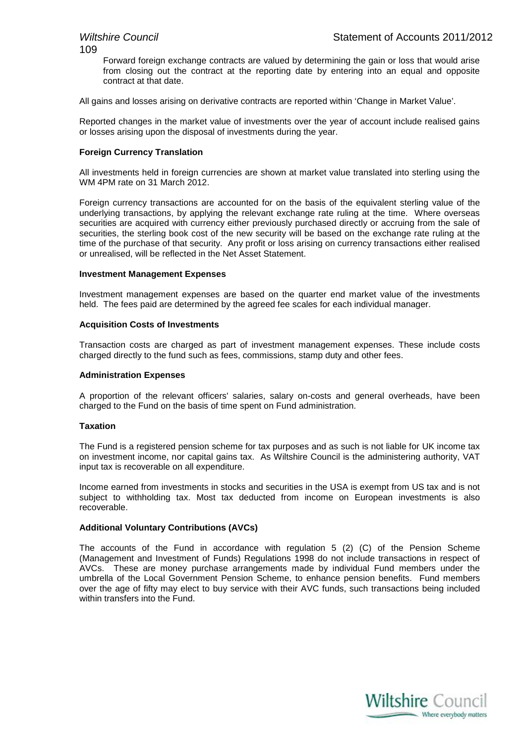Forward foreign exchange contracts are valued by determining the gain or loss that would arise from closing out the contract at the reporting date by entering into an equal and opposite contract at that date.

All gains and losses arising on derivative contracts are reported within 'Change in Market Value'.

Reported changes in the market value of investments over the year of account include realised gains or losses arising upon the disposal of investments during the year.

**Foreign Currency Translation**

All investments held in foreign currencies are shown at market value translated into sterling using the WM 4PM rate on 31 March 2012.

Foreign currency transactions are accounted for on the basis of the equivalent sterling value of the underlying transactions, by applying the relevant exchange rate ruling at the time. Where overseas securities are acquired with currency either previously purchased directly or accruing from the sale of securities, the sterling book cost of the new security will be based on the exchange rate ruling at the time of the purchase of that security. Any profit or loss arising on currency transactions either realised or unrealised, will be reflected in the Net Asset Statement.

**Investment Management Expenses**

Investment management expenses are based on the quarter end market value of the investments held. The fees paid are determined by the agreed fee scales for each individual manager.

**Acquisition Costs of Investments**

Transaction costs are charged as part of investment management expenses. These include costs charged directly to the fund such as fees, commissions, stamp duty and other fees.

**Administration Expenses**

A proportion of the relevant officers' salaries, salary on-costs and general overheads, have been charged to the Fund on the basis of time spent on Fund administration.

**Taxation**

The Fund is a registered pension scheme for tax purposes and as such is not liable for UK income tax on investment income, nor capital gains tax. As Wiltshire Council is the administering authority, VAT input tax is recoverable on all expenditure.

Income earned from investments in stocks and securities in the USA is exempt from US tax and is not subject to withholding tax. Most tax deducted from income on European investments is also recoverable.

**Additional Voluntary Contributions (AVCs)**

The accounts of the Fund in accordance with regulation 5 (2) (C) of the Pension Scheme (Management and Investment of Funds) Regulations 1998 do not include transactions in respect of AVCs. These are money purchase arrangements made by individual Fund members under the umbrella of the Local Government Pension Scheme, to enhance pension benefits. Fund members over the age of fifty may elect to buy service with their AVC funds, such transactions being included within transfers into the Fund.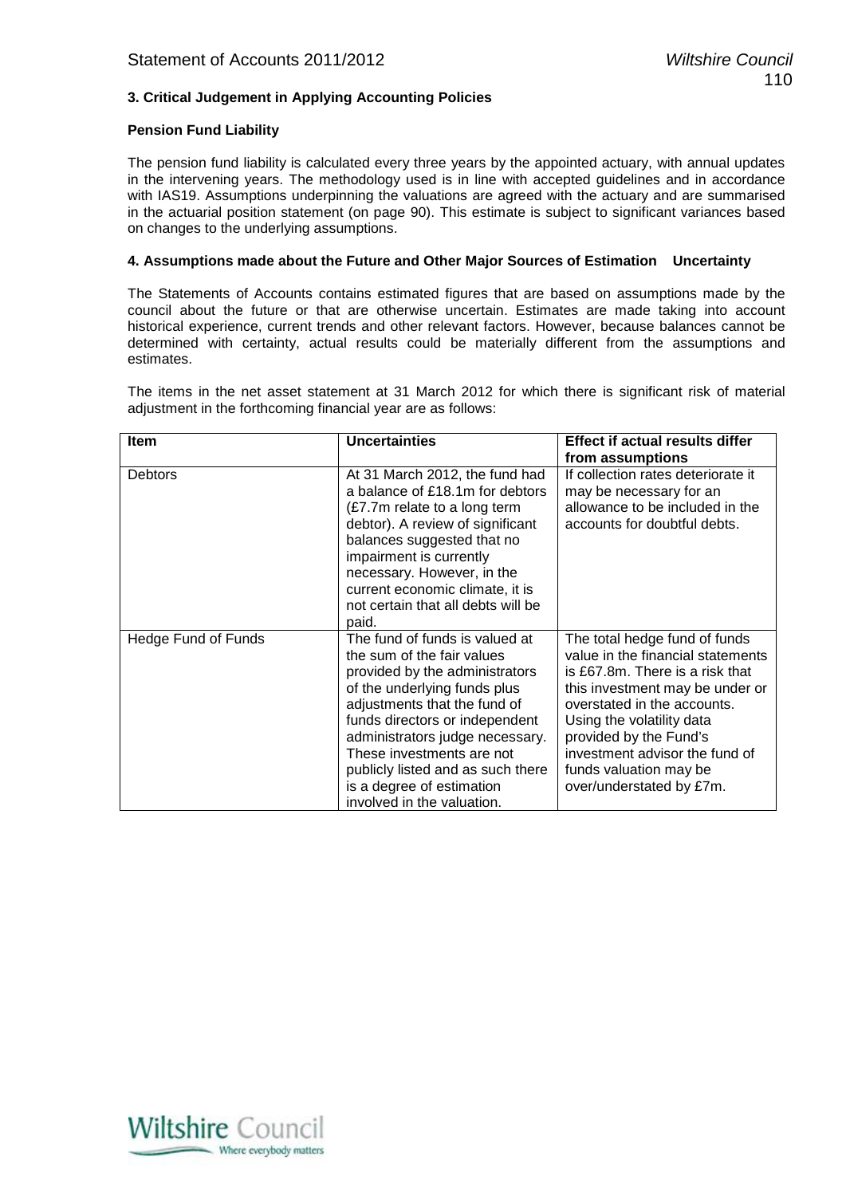### 3. Critical Judgement in Applying Accounting Policies

**Pension Fund Liability**

The pension fund liability is calculated every three years by the appointed actuary, with annual updates in the intervening years. The methodology used is in line with accepted guidelines and in accordance with IAS19. Assumptions underpinning the valuations are agreed with the actuary and are summarised in the actuarial position statement (on page 90). This estimate is subject to significant variances based on changes to the underlying assumptions.

### 4. Assumptions made about the Future and Other Major Sources of Estimation Uncertainty

The Statements of Accounts contains estimated figures that are based on assumptions made by the council about the future or that are otherwise uncertain. Estimates are made taking into account historical experience, current trends and other relevant factors. However, because balances cannot be determined with certainty, actual results could be materially different from the assumptions and estimates.

The items in the net asset statement at 31 March 2012 for which there is significant risk of material adjustment in the forthcoming financial year are as follows:

| Item | Uncertainties | Effect if actual results differ from assumptions |
|---|---|---|
| Debtors | At 31 March 2012, the fund had a balance of £18.1m for debtors (£7.7m relate to a long term debtor). A review of significant balances suggested that no impairment is currently necessary. However, in the current economic climate, it is not certain that all debts will be paid. | If collection rates deteriorate it may be necessary for an allowance to be included in the accounts for doubtful debts. |
| Hedge Fund of Funds | The fund of funds is valued at the sum of the fair values provided by the administrators of the underlying funds plus adjustments that the fund of funds directors or independent administrators judge necessary. These investments are not publicly listed and as such there is a degree of estimation involved in the valuation. | The total hedge fund of funds value in the financial statements is £67.8m. There is a risk that this investment may be under or overstated in the accounts. Using the volatility data provided by the Fund's investment advisor the fund of funds valuation may be over/understated by £7m. |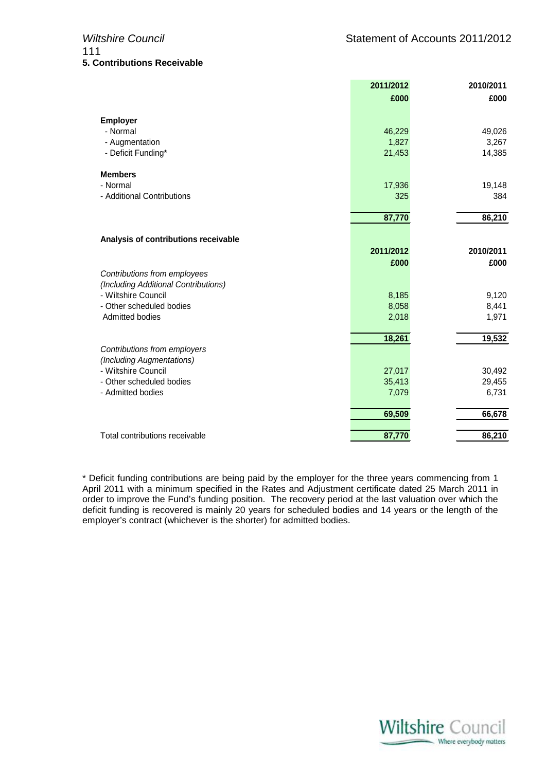## 5. Contributions Receivable

| | 2011/2012 | 2010/2011 |
|---|---|---|
| | £000 | £000 |
| **Employer** | | |
| - Normal | 46,229 | 49,026 |
| - Augmentation | 1,827 | 3,267 |
| - Deficit Funding* | 21,453 | 14,385 |
| **Members** | | |
| - Normal | 17,936 | 19,148 |
| - Additional Contributions | 325 | 384 |
| | **87,770** | **86,210** |

**Analysis of contributions receivable**

| | 2011/2012 | 2010/2011 |
|---|---|---|
| | £000 | £000 |
| *Contributions from employees (Including Additional Contributions)* | | |
| - Wiltshire Council | 8,185 | 9,120 |
| - Other scheduled bodies | 8,058 | 8,441 |
| Admitted bodies | 2,018 | 1,971 |
| | **18,261** | **19,532** |
| *Contributions from employers (Including Augmentations)* | | |
| - Wiltshire Council | 27,017 | 30,492 |
| - Other scheduled bodies | 35,413 | 29,455 |
| - Admitted bodies | 7,079 | 6,731 |
| | **69,509** | **66,678** |
| Total contributions receivable | **87,770** | **86,210** |

* Deficit funding contributions are being paid by the employer for the three years commencing from 1 April 2011 with a minimum specified in the Rates and Adjustment certificate dated 25 March 2011 in order to improve the Fund's funding position. The recovery period at the last valuation over which the deficit funding is recovered is mainly 20 years for scheduled bodies and 14 years or the length of the employer's contract (whichever is the shorter) for admitted bodies.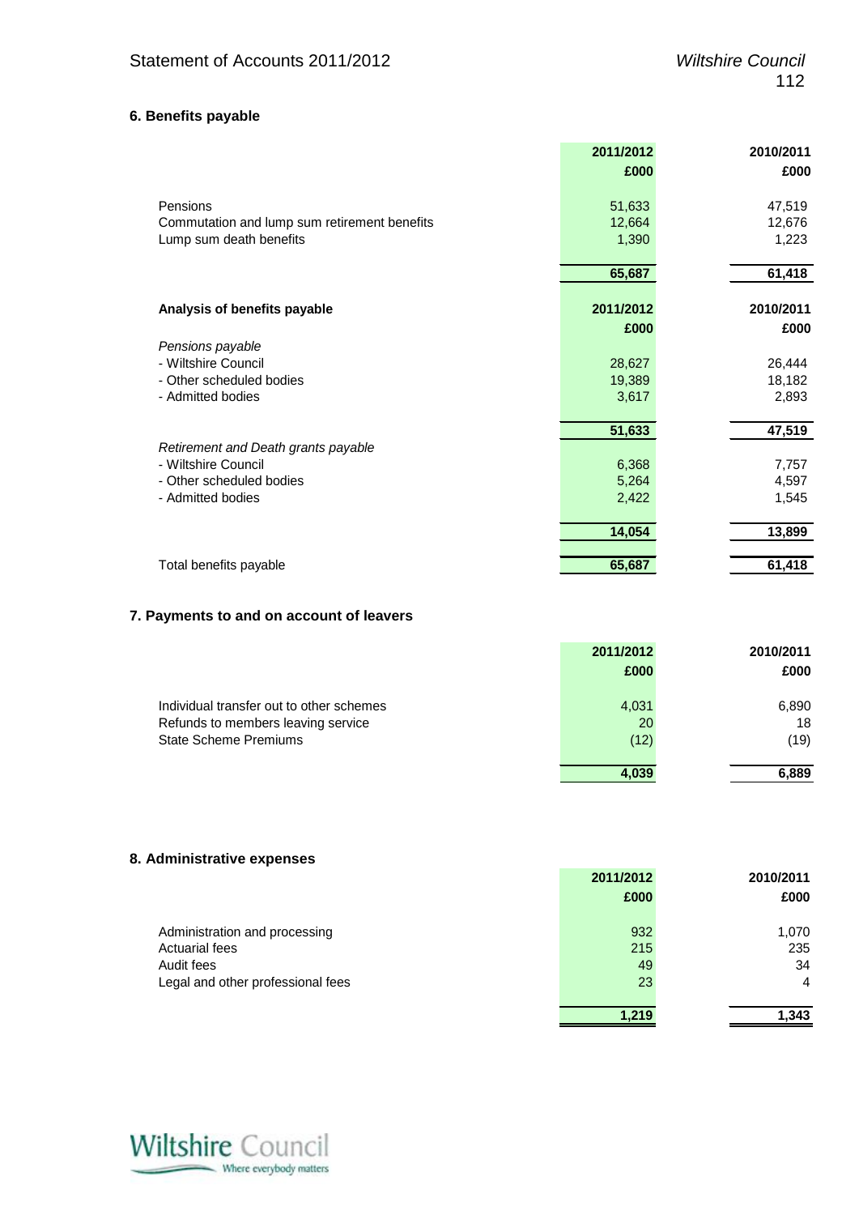### 6. Benefits payable

| | 2011/2012 £000 | 2010/2011 £000 |
|---|---|---|
| Pensions | 51,633 | 47,519 |
| Commutation and lump sum retirement benefits | 12,664 | 12,676 |
| Lump sum death benefits | 1,390 | 1,223 |
| | **65,687** | **61,418** |

| **Analysis of benefits payable** | 2011/2012 £000 | 2010/2011 £000 |
|---|---|---|
| *Pensions payable* | | |
| - Wiltshire Council | 28,627 | 26,444 |
| - Other scheduled bodies | 19,389 | 18,182 |
| - Admitted bodies | 3,617 | 2,893 |
| | **51,633** | **47,519** |
| *Retirement and Death grants payable* | | |
| - Wiltshire Council | 6,368 | 7,757 |
| - Other scheduled bodies | 5,264 | 4,597 |
| - Admitted bodies | 2,422 | 1,545 |
| | **14,054** | **13,899** |
| Total benefits payable | **65,687** | **61,418** |

### 7. Payments to and on account of leavers

| | 2011/2012 £000 | 2010/2011 £000 |
|---|---|---|
| Individual transfer out to other schemes | 4,031 | 6,890 |
| Refunds to members leaving service | 20 | 18 |
| State Scheme Premiums | (12) | (19) |
| | **4,039** | **6,889** |

### 8. Administrative expenses

| | 2011/2012 £000 | 2010/2011 £000 |
|---|---|---|
| Administration and processing | 932 | 1,070 |
| Actuarial fees | 215 | 235 |
| Audit fees | 49 | 34 |
| Legal and other professional fees | 23 | 4 |
| | **1,219** | **1,343** |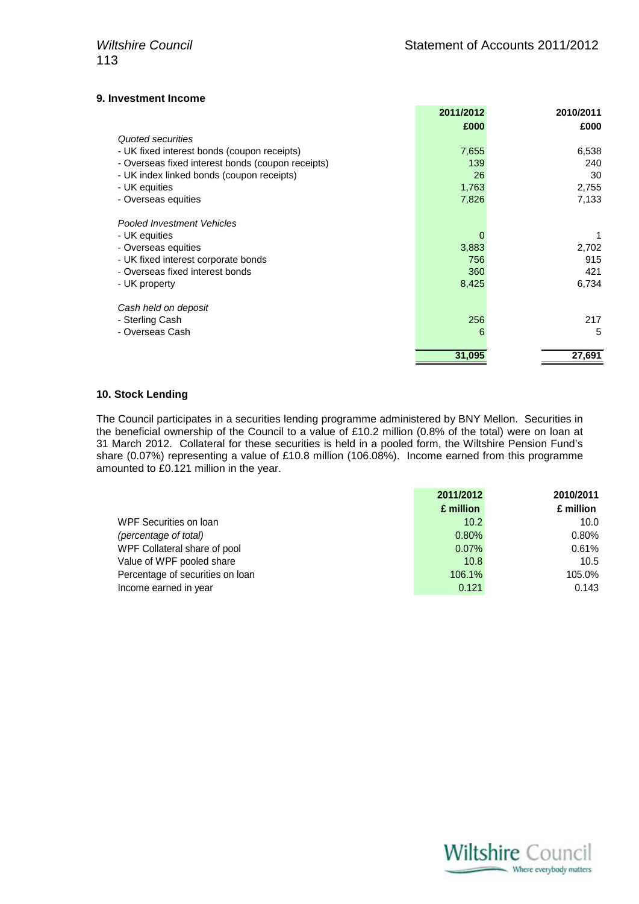### 9. Investment Income

| | 2011/2012 | 2010/2011 |
|---|---|---|
| | £000 | £000 |
| *Quoted securities* | | |
| - UK fixed interest bonds (coupon receipts) | 7,655 | 6,538 |
| - Overseas fixed interest bonds (coupon receipts) | 139 | 240 |
| - UK index linked bonds (coupon receipts) | 26 | 30 |
| - UK equities | 1,763 | 2,755 |
| - Overseas equities | 7,826 | 7,133 |
| *Pooled Investment Vehicles* | | |
| - UK equities | 0 | 1 |
| - Overseas equities | 3,883 | 2,702 |
| - UK fixed interest corporate bonds | 756 | 915 |
| - Overseas fixed interest bonds | 360 | 421 |
| - UK property | 8,425 | 6,734 |
| *Cash held on deposit* | | |
| - Sterling Cash | 256 | 217 |
| - Overseas Cash | 6 | 5 |
| | **31,095** | **27,691** |

### 10. Stock Lending

The Council participates in a securities lending programme administered by BNY Mellon. Securities in the beneficial ownership of the Council to a value of £10.2 million (0.8% of the total) were on loan at 31 March 2012. Collateral for these securities is held in a pooled form, the Wiltshire Pension Fund's share (0.07%) representing a value of £10.8 million (106.08%). Income earned from this programme amounted to £0.121 million in the year.

| | 2011/2012 | 2010/2011 |
|---|---|---|
| | £ million | £ million |
| WPF Securities on loan | 10.2 | 10.0 |
| *(percentage of total)* | 0.80% | 0.80% |
| WPF Collateral share of pool | 0.07% | 0.61% |
| Value of WPF pooled share | 10.8 | 10.5 |
| Percentage of securities on loan | 106.1% | 105.0% |
| Income earned in year | 0.121 | 0.143 |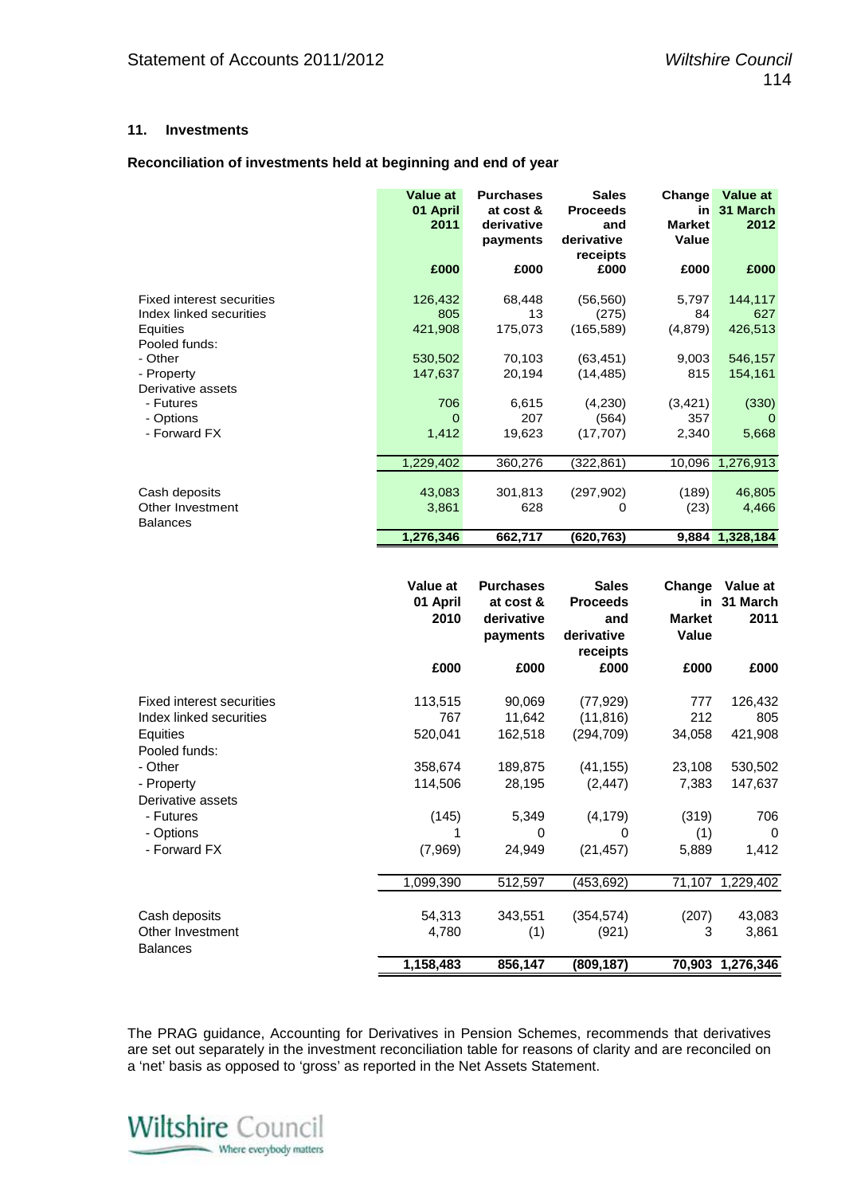## 11. Investments

### Reconciliation of investments held at beginning and end of year

| | Value at 01 April 2011 | Purchases at cost & derivative payments | Sales Proceeds and derivative receipts | Change in Market Value | Value at 31 March 2012 |
|---|---|---|---|---|---|
| | £000 | £000 | £000 | £000 | £000 |
| Fixed interest securities | 126,432 | 68,448 | (56,560) | 5,797 | 144,117 |
| Index linked securities | 805 | 13 | (275) | 84 | 627 |
| Equities | 421,908 | 175,073 | (165,589) | (4,879) | 426,513 |
| Pooled funds: | | | | | |
| - Other | 530,502 | 70,103 | (63,451) | 9,003 | 546,157 |
| - Property | 147,637 | 20,194 | (14,485) | 815 | 154,161 |
| Derivative assets | | | | | |
| - Futures | 706 | 6,615 | (4,230) | (3,421) | (330) |
| - Options | 0 | 207 | (564) | 357 | 0 |
| - Forward FX | 1,412 | 19,623 | (17,707) | 2,340 | 5,668 |
| | 1,229,402 | 360,276 | (322,861) | 10,096 | 1,276,913 |
| Cash deposits | 43,083 | 301,813 | (297,902) | (189) | 46,805 |
| Other Investment Balances | 3,861 | 628 | 0 | (23) | 4,466 |
| | **1,276,346** | **662,717** | **(620,763)** | **9,884** | **1,328,184** |

| | Value at 01 April 2010 | Purchases at cost & derivative payments | Sales Proceeds and derivative receipts | Change in Market Value | Value at 31 March 2011 |
|---|---|---|---|---|---|
| | £000 | £000 | £000 | £000 | £000 |
| Fixed interest securities | 113,515 | 90,069 | (77,929) | 777 | 126,432 |
| Index linked securities | 767 | 11,642 | (11,816) | 212 | 805 |
| Equities | 520,041 | 162,518 | (294,709) | 34,058 | 421,908 |
| Pooled funds: | | | | | |
| - Other | 358,674 | 189,875 | (41,155) | 23,108 | 530,502 |
| - Property | 114,506 | 28,195 | (2,447) | 7,383 | 147,637 |
| Derivative assets | | | | | |
| - Futures | (145) | 5,349 | (4,179) | (319) | 706 |
| - Options | 1 | 0 | 0 | (1) | 0 |
| - Forward FX | (7,969) | 24,949 | (21,457) | 5,889 | 1,412 |
| | 1,099,390 | 512,597 | (453,692) | 71,107 | 1,229,402 |
| Cash deposits | 54,313 | 343,551 | (354,574) | (207) | 43,083 |
| Other Investment Balances | 4,780 | (1) | (921) | 3 | 3,861 |
| | **1,158,483** | **856,147** | **(809,187)** | **70,903** | **1,276,346** |

The PRAG guidance, Accounting for Derivatives in Pension Schemes, recommends that derivatives are set out separately in the investment reconciliation table for reasons of clarity and are reconciled on a 'net' basis as opposed to 'gross' as reported in the Net Assets Statement.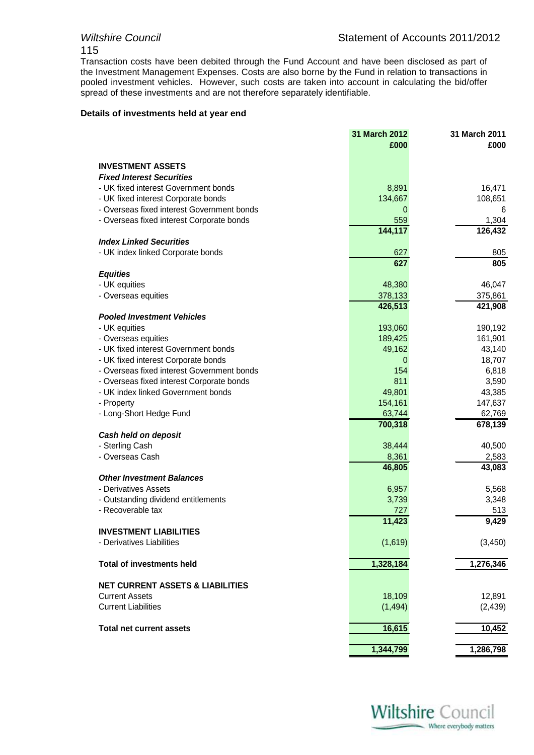Transaction costs have been debited through the Fund Account and have been disclosed as part of the Investment Management Expenses. Costs are also borne by the Fund in relation to transactions in pooled investment vehicles. However, such costs are taken into account in calculating the bid/offer spread of these investments and are not therefore separately identifiable.

**Details of investments held at year end**

| | 31 March 2012 £000 | 31 March 2011 £000 |
|---|---|---|
| **INVESTMENT ASSETS** | | |
| ***Fixed Interest Securities*** | | |
| - UK fixed interest Government bonds | 8,891 | 16,471 |
| - UK fixed interest Corporate bonds | 134,667 | 108,651 |
| - Overseas fixed interest Government bonds | 0 | 6 |
| - Overseas fixed interest Corporate bonds | 559 | 1,304 |
| | **144,117** | **126,432** |
| ***Index Linked Securities*** | | |
| - UK index linked Corporate bonds | 627 | 805 |
| | **627** | **805** |
| ***Equities*** | | |
| - UK equities | 48,380 | 46,047 |
| - Overseas equities | 378,133 | 375,861 |
| | **426,513** | **421,908** |
| ***Pooled Investment Vehicles*** | | |
| - UK equities | 193,060 | 190,192 |
| - Overseas equities | 189,425 | 161,901 |
| - UK fixed interest Government bonds | 49,162 | 43,140 |
| - UK fixed interest Corporate bonds | 0 | 18,707 |
| - Overseas fixed interest Government bonds | 154 | 6,818 |
| - Overseas fixed interest Corporate bonds | 811 | 3,590 |
| - UK index linked Government bonds | 49,801 | 43,385 |
| - Property | 154,161 | 147,637 |
| - Long-Short Hedge Fund | 63,744 | 62,769 |
| | **700,318** | **678,139** |
| ***Cash held on deposit*** | | |
| - Sterling Cash | 38,444 | 40,500 |
| - Overseas Cash | 8,361 | 2,583 |
| | **46,805** | **43,083** |
| ***Other Investment Balances*** | | |
| - Derivatives Assets | 6,957 | 5,568 |
| - Outstanding dividend entitlements | 3,739 | 3,348 |
| - Recoverable tax | 727 | 513 |
| | **11,423** | **9,429** |
| **INVESTMENT LIABILITIES** | | |
| - Derivatives Liabilities | (1,619) | (3,450) |
| **Total of investments held** | **1,328,184** | **1,276,346** |
| **NET CURRENT ASSETS & LIABILITIES** | | |
| Current Assets | 18,109 | 12,891 |
| Current Liabilities | (1,494) | (2,439) |
| **Total net current assets** | **16,615** | **10,452** |
| | **1,344,799** | **1,286,798** |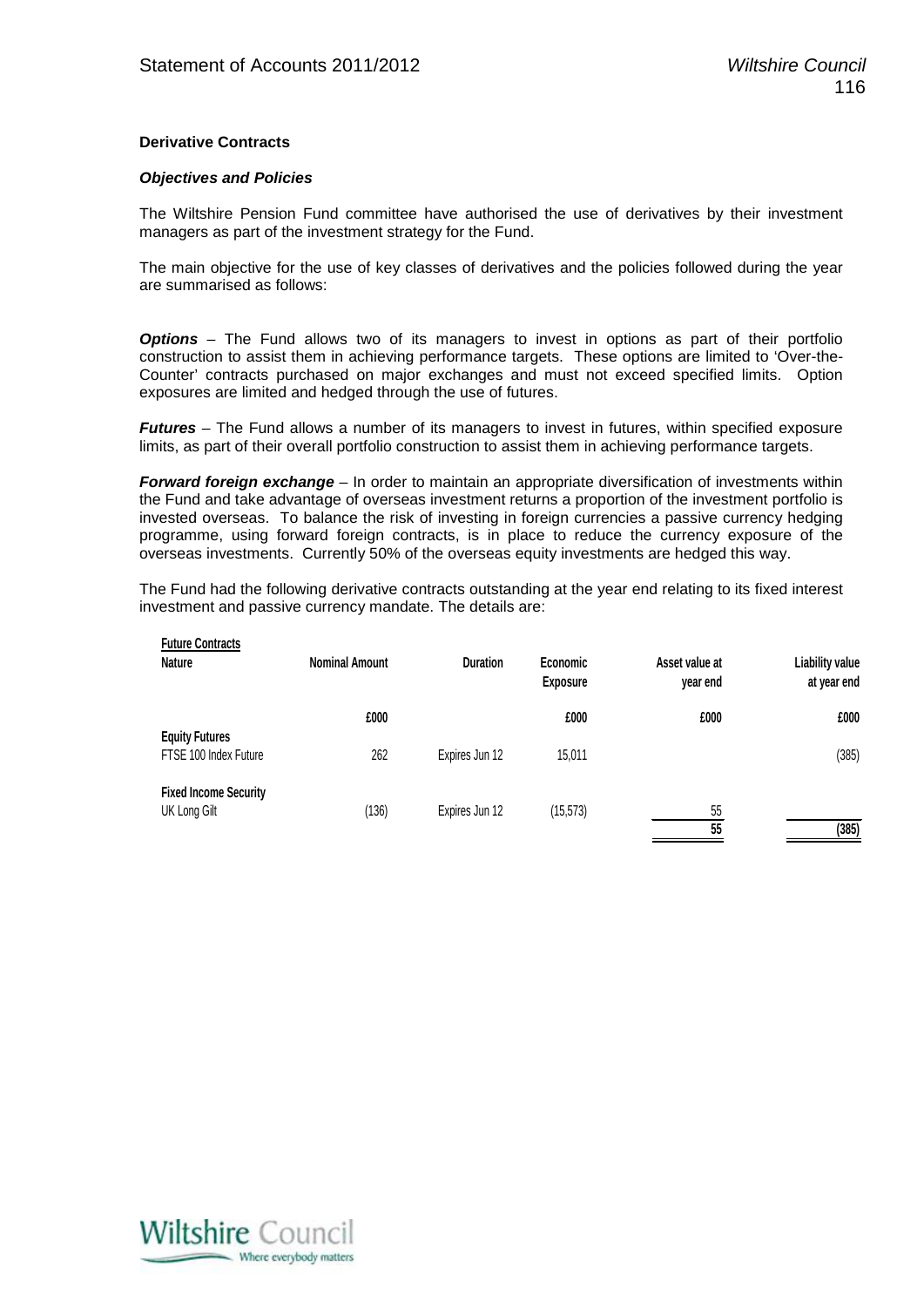**Derivative Contracts**

***Objectives and Policies***

The Wiltshire Pension Fund committee have authorised the use of derivatives by their investment managers as part of the investment strategy for the Fund.

The main objective for the use of key classes of derivatives and the policies followed during the year are summarised as follows:

***Options*** – The Fund allows two of its managers to invest in options as part of their portfolio construction to assist them in achieving performance targets. These options are limited to 'Over-the-Counter' contracts purchased on major exchanges and must not exceed specified limits. Option exposures are limited and hedged through the use of futures.

***Futures*** – The Fund allows a number of its managers to invest in futures, within specified exposure limits, as part of their overall portfolio construction to assist them in achieving performance targets.

***Forward foreign exchange*** – In order to maintain an appropriate diversification of investments within the Fund and take advantage of overseas investment returns a proportion of the investment portfolio is invested overseas. To balance the risk of investing in foreign currencies a passive currency hedging programme, using forward foreign contracts, is in place to reduce the currency exposure of the overseas investments. Currently 50% of the overseas equity investments are hedged this way.

The Fund had the following derivative contracts outstanding at the year end relating to its fixed interest investment and passive currency mandate. The details are:

| **Future Contracts** Nature | Nominal Amount | Duration | Economic Exposure | Asset value at year end | Liability value at year end |
|---|---|---|---|---|---|
| | £000 | | £000 | £000 | £000 |
| **Equity Futures** | | | | | |
| FTSE 100 Index Future | 262 | Expires Jun 12 | 15,011 | | (385) |
| **Fixed Income Security** | | | | | |
| UK Long Gilt | (136) | Expires Jun 12 | (15,573) | 55 | |
| | | | | **55** | **(385)** |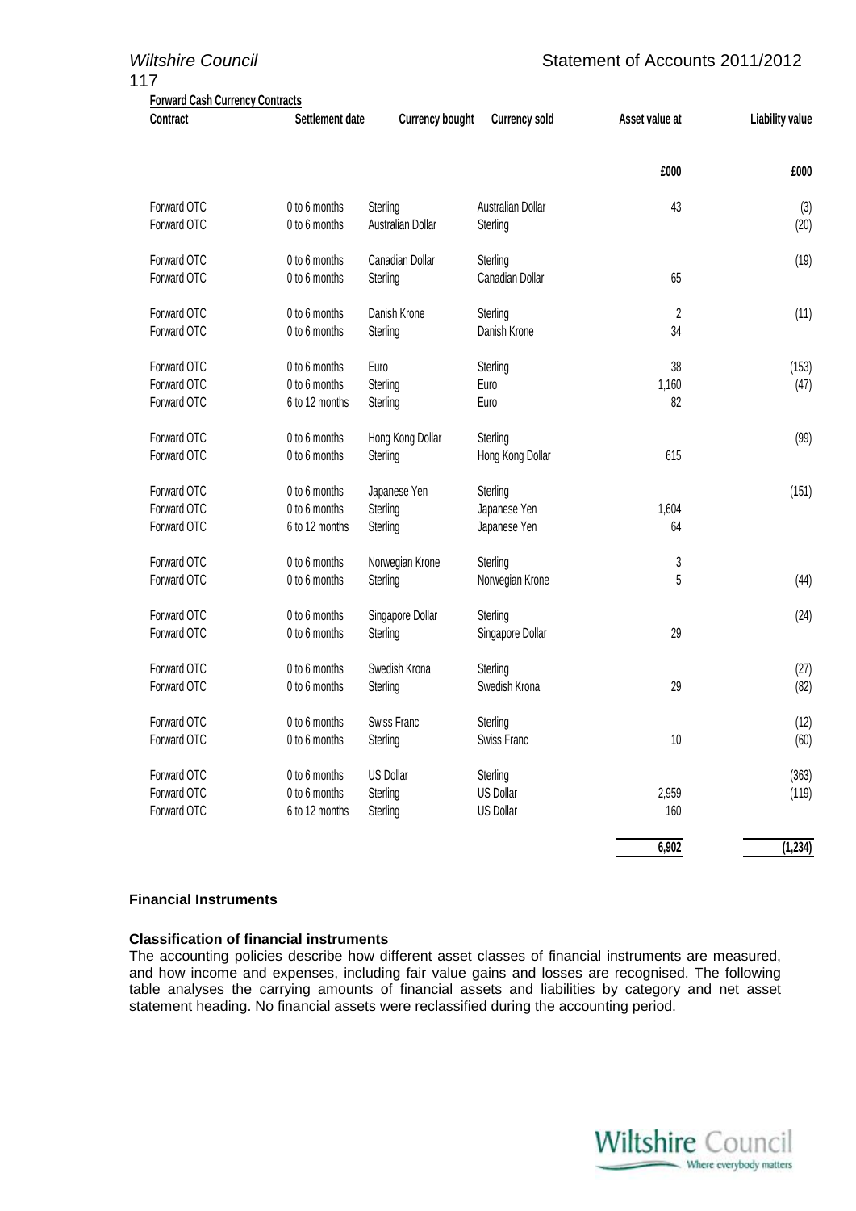**Forward Cash Currency Contracts**

| Contract | Settlement date | Currency bought | Currency sold | Asset value at | Liability value |
|---|---|---|---|---|---|
| | | | | £000 | £000 |
| Forward OTC | 0 to 6 months | Sterling | Australian Dollar | 43 | (3) |
| Forward OTC | 0 to 6 months | Australian Dollar | Sterling | | (20) |
| Forward OTC | 0 to 6 months | Canadian Dollar | Sterling | | (19) |
| Forward OTC | 0 to 6 months | Sterling | Canadian Dollar | 65 | |
| Forward OTC | 0 to 6 months | Danish Krone | Sterling | 2 | (11) |
| Forward OTC | 0 to 6 months | Sterling | Danish Krone | 34 | |
| Forward OTC | 0 to 6 months | Euro | Sterling | 38 | (153) |
| Forward OTC | 0 to 6 months | Sterling | Euro | 1,160 | (47) |
| Forward OTC | 6 to 12 months | Sterling | Euro | 82 | |
| Forward OTC | 0 to 6 months | Hong Kong Dollar | Sterling | | (99) |
| Forward OTC | 0 to 6 months | Sterling | Hong Kong Dollar | 615 | |
| Forward OTC | 0 to 6 months | Japanese Yen | Sterling | | (151) |
| Forward OTC | 0 to 6 months | Sterling | Japanese Yen | 1,604 | |
| Forward OTC | 6 to 12 months | Sterling | Japanese Yen | 64 | |
| Forward OTC | 0 to 6 months | Norwegian Krone | Sterling | 3 | |
| Forward OTC | 0 to 6 months | Sterling | Norwegian Krone | 5 | (44) |
| Forward OTC | 0 to 6 months | Singapore Dollar | Sterling | | (24) |
| Forward OTC | 0 to 6 months | Sterling | Singapore Dollar | 29 | |
| Forward OTC | 0 to 6 months | Swedish Krona | Sterling | | (27) |
| Forward OTC | 0 to 6 months | Sterling | Swedish Krona | 29 | (82) |
| Forward OTC | 0 to 6 months | Swiss Franc | Sterling | | (12) |
| Forward OTC | 0 to 6 months | Sterling | Swiss Franc | 10 | (60) |
| Forward OTC | 0 to 6 months | US Dollar | Sterling | | (363) |
| Forward OTC | 0 to 6 months | Sterling | US Dollar | 2,959 | (119) |
| Forward OTC | 6 to 12 months | Sterling | US Dollar | 160 | |
| | | | | **6,902** | **(1,234)** |

**Financial Instruments**

**Classification of financial instruments**

The accounting policies describe how different asset classes of financial instruments are measured, and how income and expenses, including fair value gains and losses are recognised. The following table analyses the carrying amounts of financial assets and liabilities by category and net asset statement heading. No financial assets were reclassified during the accounting period.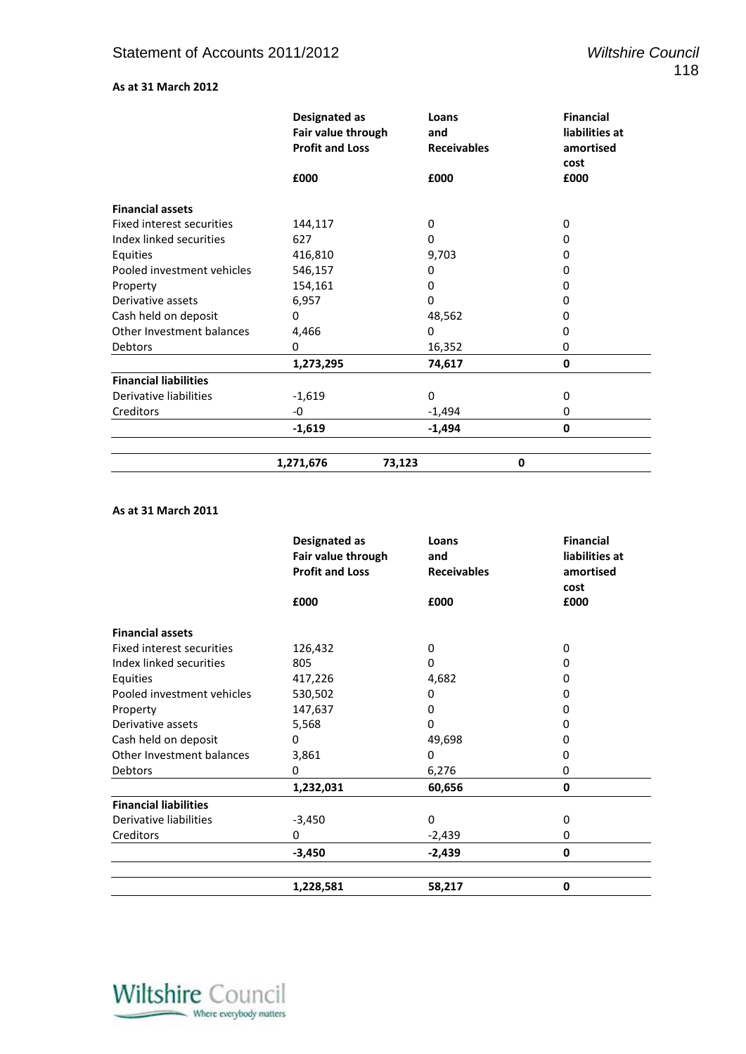**As at 31 March 2012**

| | Designated as Fair value through Profit and Loss | Loans and Receivables | Financial liabilities at amortised cost |
|---|---|---|---|
| | £000 | £000 | £000 |
| **Financial assets** | | | |
| Fixed interest securities | 144,117 | 0 | 0 |
| Index linked securities | 627 | 0 | 0 |
| Equities | 416,810 | 9,703 | 0 |
| Pooled investment vehicles | 546,157 | 0 | 0 |
| Property | 154,161 | 0 | 0 |
| Derivative assets | 6,957 | 0 | 0 |
| Cash held on deposit | 0 | 48,562 | 0 |
| Other Investment balances | 4,466 | 0 | 0 |
| Debtors | 0 | 16,352 | 0 |
| | **1,273,295** | **74,617** | **0** |
| **Financial liabilities** | | | |
| Derivative liabilities | -1,619 | 0 | 0 |
| Creditors | -0 | -1,494 | 0 |
| | **-1,619** | **-1,494** | **0** |
| | **1,271,676** | **73,123** | **0** |

**As at 31 March 2011**

| | Designated as Fair value through Profit and Loss | Loans and Receivables | Financial liabilities at amortised cost |
|---|---|---|---|
| | £000 | £000 | £000 |
| **Financial assets** | | | |
| Fixed interest securities | 126,432 | 0 | 0 |
| Index linked securities | 805 | 0 | 0 |
| Equities | 417,226 | 4,682 | 0 |
| Pooled investment vehicles | 530,502 | 0 | 0 |
| Property | 147,637 | 0 | 0 |
| Derivative assets | 5,568 | 0 | 0 |
| Cash held on deposit | 0 | 49,698 | 0 |
| Other Investment balances | 3,861 | 0 | 0 |
| Debtors | 0 | 6,276 | 0 |
| | **1,232,031** | **60,656** | **0** |
| **Financial liabilities** | | | |
| Derivative liabilities | -3,450 | 0 | 0 |
| Creditors | 0 | -2,439 | 0 |
| | **-3,450** | **-2,439** | **0** |
| | **1,228,581** | **58,217** | **0** |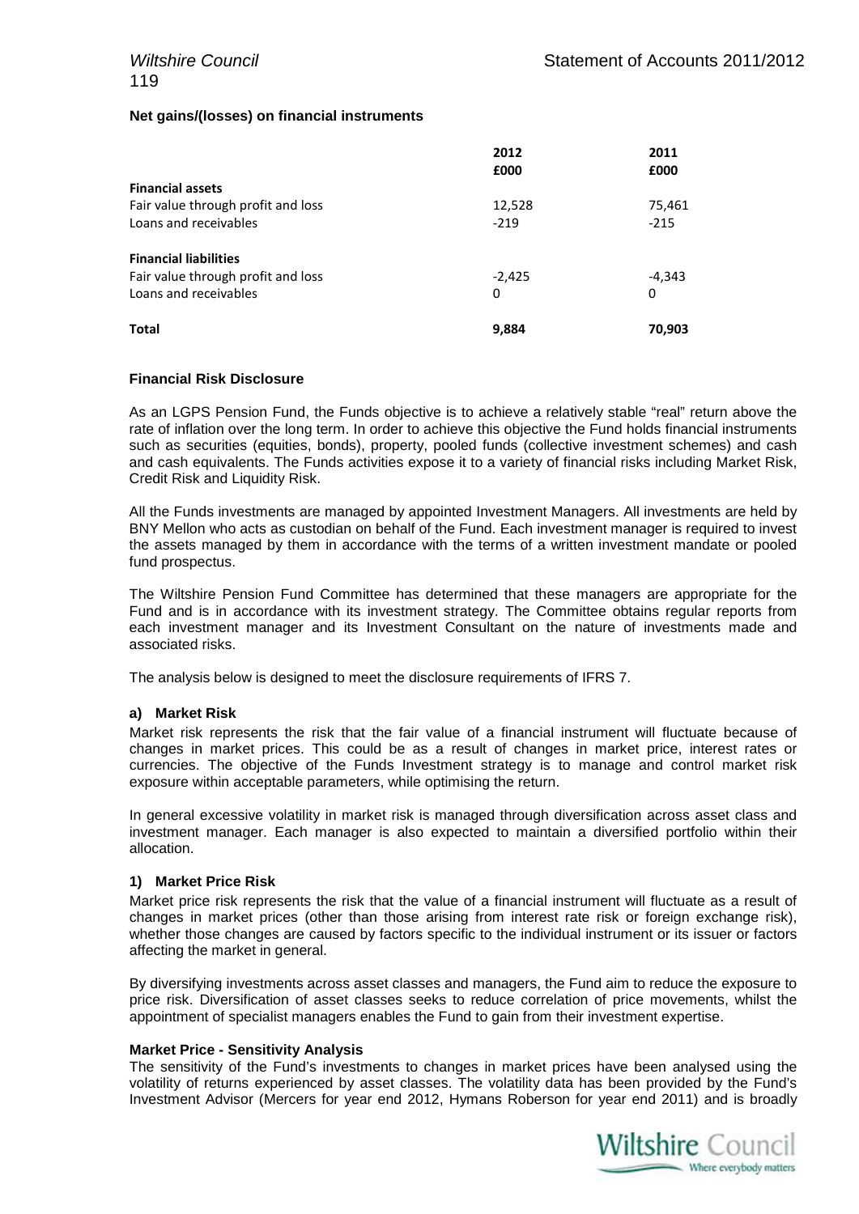**Net gains/(losses) on financial instruments**

| | 2012 £000 | 2011 £000 |
|---|---|---|
| **Financial assets** | | |
| Fair value through profit and loss | 12,528 | 75,461 |
| Loans and receivables | -219 | -215 |
| **Financial liabilities** | | |
| Fair value through profit and loss | -2,425 | -4,343 |
| Loans and receivables | 0 | 0 |
| **Total** | **9,884** | **70,903** |

**Financial Risk Disclosure**

As an LGPS Pension Fund, the Funds objective is to achieve a relatively stable "real" return above the rate of inflation over the long term. In order to achieve this objective the Fund holds financial instruments such as securities (equities, bonds), property, pooled funds (collective investment schemes) and cash and cash equivalents. The Funds activities expose it to a variety of financial risks including Market Risk, Credit Risk and Liquidity Risk.

All the Funds investments are managed by appointed Investment Managers. All investments are held by BNY Mellon who acts as custodian on behalf of the Fund. Each investment manager is required to invest the assets managed by them in accordance with the terms of a written investment mandate or pooled fund prospectus.

The Wiltshire Pension Fund Committee has determined that these managers are appropriate for the Fund and is in accordance with its investment strategy. The Committee obtains regular reports from each investment manager and its Investment Consultant on the nature of investments made and associated risks.

The analysis below is designed to meet the disclosure requirements of IFRS 7.

**a) Market Risk**

Market risk represents the risk that the fair value of a financial instrument will fluctuate because of changes in market prices. This could be as a result of changes in market price, interest rates or currencies. The objective of the Funds Investment strategy is to manage and control market risk exposure within acceptable parameters, while optimising the return.

In general excessive volatility in market risk is managed through diversification across asset class and investment manager. Each manager is also expected to maintain a diversified portfolio within their allocation.

**1) Market Price Risk**

Market price risk represents the risk that the value of a financial instrument will fluctuate as a result of changes in market prices (other than those arising from interest rate risk or foreign exchange risk), whether those changes are caused by factors specific to the individual instrument or its issuer or factors affecting the market in general.

By diversifying investments across asset classes and managers, the Fund aim to reduce the exposure to price risk. Diversification of asset classes seeks to reduce correlation of price movements, whilst the appointment of specialist managers enables the Fund to gain from their investment expertise.

**Market Price - Sensitivity Analysis**

The sensitivity of the Fund's investments to changes in market prices have been analysed using the volatility of returns experienced by asset classes. The volatility data has been provided by the Fund's Investment Advisor (Mercers for year end 2012, Hymans Roberson for year end 2011) and is broadly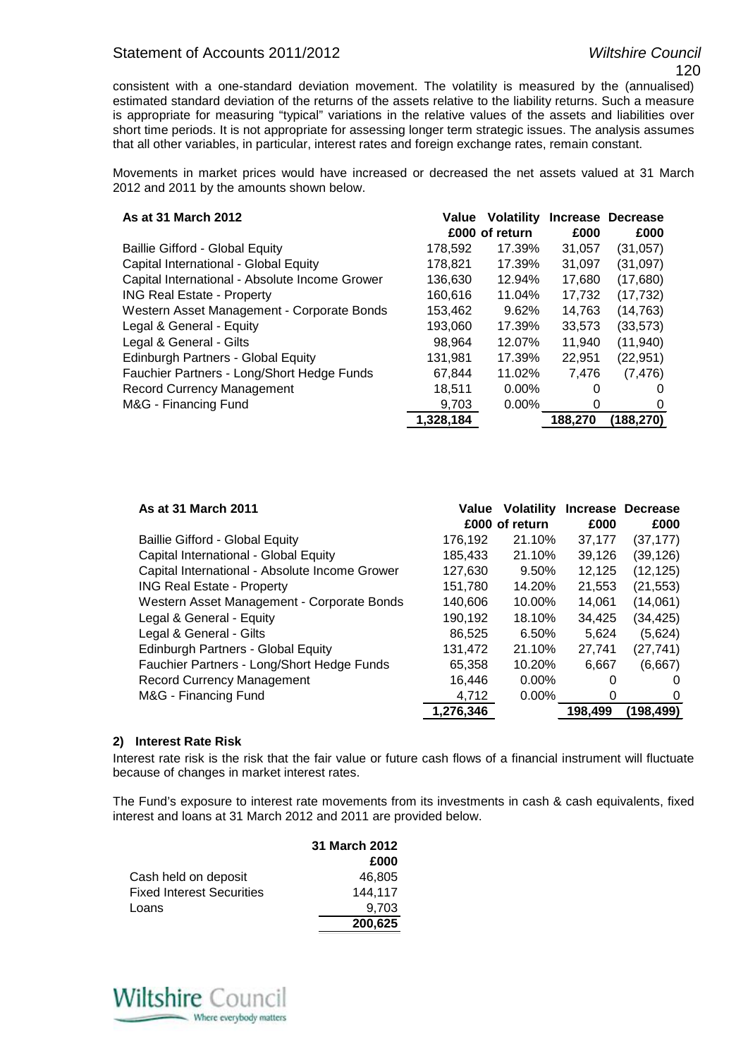consistent with a one-standard deviation movement. The volatility is measured by the (annualised) estimated standard deviation of the returns of the assets relative to the liability returns. Such a measure is appropriate for measuring "typical" variations in the relative values of the assets and liabilities over short time periods. It is not appropriate for assessing longer term strategic issues. The analysis assumes that all other variables, in particular, interest rates and foreign exchange rates, remain constant.

Movements in market prices would have increased or decreased the net assets valued at 31 March 2012 and 2011 by the amounts shown below.

| As at 31 March 2012 | Value £000 | Volatility of return | Increase £000 | Decrease £000 |
|---|---|---|---|---|
| Baillie Gifford - Global Equity | 178,592 | 17.39% | 31,057 | (31,057) |
| Capital International - Global Equity | 178,821 | 17.39% | 31,097 | (31,097) |
| Capital International - Absolute Income Grower | 136,630 | 12.94% | 17,680 | (17,680) |
| ING Real Estate - Property | 160,616 | 11.04% | 17,732 | (17,732) |
| Western Asset Management - Corporate Bonds | 153,462 | 9.62% | 14,763 | (14,763) |
| Legal & General - Equity | 193,060 | 17.39% | 33,573 | (33,573) |
| Legal & General - Gilts | 98,964 | 12.07% | 11,940 | (11,940) |
| Edinburgh Partners - Global Equity | 131,981 | 17.39% | 22,951 | (22,951) |
| Fauchier Partners - Long/Short Hedge Funds | 67,844 | 11.02% | 7,476 | (7,476) |
| Record Currency Management | 18,511 | 0.00% | 0 | 0 |
| M&G - Financing Fund | 9,703 | 0.00% | 0 | 0 |
| | **1,328,184** | | **188,270** | **(188,270)** |

| As at 31 March 2011 | Value £000 | Volatility of return | Increase £000 | Decrease £000 |
|---|---|---|---|---|
| Baillie Gifford - Global Equity | 176,192 | 21.10% | 37,177 | (37,177) |
| Capital International - Global Equity | 185,433 | 21.10% | 39,126 | (39,126) |
| Capital International - Absolute Income Grower | 127,630 | 9.50% | 12,125 | (12,125) |
| ING Real Estate - Property | 151,780 | 14.20% | 21,553 | (21,553) |
| Western Asset Management - Corporate Bonds | 140,606 | 10.00% | 14,061 | (14,061) |
| Legal & General - Equity | 190,192 | 18.10% | 34,425 | (34,425) |
| Legal & General - Gilts | 86,525 | 6.50% | 5,624 | (5,624) |
| Edinburgh Partners - Global Equity | 131,472 | 21.10% | 27,741 | (27,741) |
| Fauchier Partners - Long/Short Hedge Funds | 65,358 | 10.20% | 6,667 | (6,667) |
| Record Currency Management | 16,446 | 0.00% | 0 | 0 |
| M&G - Financing Fund | 4,712 | 0.00% | 0 | 0 |
| | **1,276,346** | | **198,499** | **(198,499)** |

### 2) Interest Rate Risk

Interest rate risk is the risk that the fair value or future cash flows of a financial instrument will fluctuate because of changes in market interest rates.

The Fund's exposure to interest rate movements from its investments in cash & cash equivalents, fixed interest and loans at 31 March 2012 and 2011 are provided below.

| | 31 March 2012 £000 |
|---|---|
| Cash held on deposit | 46,805 |
| Fixed Interest Securities | 144,117 |
| Loans | 9,703 |
| | **200,625** |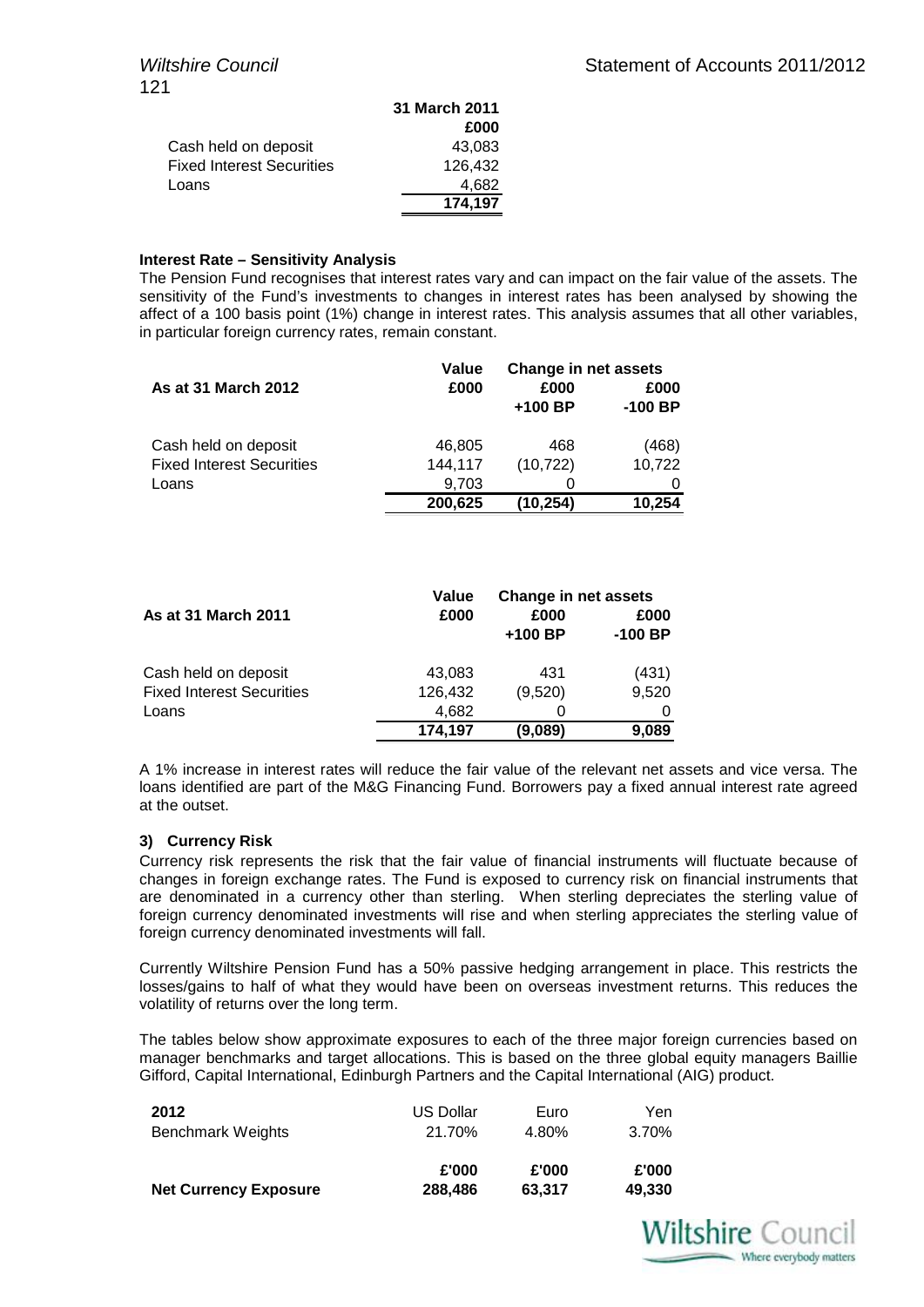| | 31 March 2011 |
|---|---|
| | £000 |
| Cash held on deposit | 43,083 |
| Fixed Interest Securities | 126,432 |
| Loans | 4,682 |
| | **174,197** |

**Interest Rate – Sensitivity Analysis**

The Pension Fund recognises that interest rates vary and can impact on the fair value of the assets. The sensitivity of the Fund's investments to changes in interest rates has been analysed by showing the affect of a 100 basis point (1%) change in interest rates. This analysis assumes that all other variables, in particular foreign currency rates, remain constant.

| As at 31 March 2012 | Value £000 | Change in net assets £000 +100 BP | £000 -100 BP |
|---|---|---|---|
| Cash held on deposit | 46,805 | 468 | (468) |
| Fixed Interest Securities | 144,117 | (10,722) | 10,722 |
| Loans | 9,703 | 0 | 0 |
| | **200,625** | **(10,254)** | **10,254** |

| As at 31 March 2011 | Value £000 | Change in net assets £000 +100 BP | £000 -100 BP |
|---|---|---|---|
| Cash held on deposit | 43,083 | 431 | (431) |
| Fixed Interest Securities | 126,432 | (9,520) | 9,520 |
| Loans | 4,682 | 0 | 0 |
| | **174,197** | **(9,089)** | **9,089** |

A 1% increase in interest rates will reduce the fair value of the relevant net assets and vice versa. The loans identified are part of the M&G Financing Fund. Borrowers pay a fixed annual interest rate agreed at the outset.

**3) Currency Risk**

Currency risk represents the risk that the fair value of financial instruments will fluctuate because of changes in foreign exchange rates. The Fund is exposed to currency risk on financial instruments that are denominated in a currency other than sterling. When sterling depreciates the sterling value of foreign currency denominated investments will rise and when sterling appreciates the sterling value of foreign currency denominated investments will fall.

Currently Wiltshire Pension Fund has a 50% passive hedging arrangement in place. This restricts the losses/gains to half of what they would have been on overseas investment returns. This reduces the volatility of returns over the long term.

The tables below show approximate exposures to each of the three major foreign currencies based on manager benchmarks and target allocations. This is based on the three global equity managers Baillie Gifford, Capital International, Edinburgh Partners and the Capital International (AIG) product.

| 2012 | US Dollar | Euro | Yen |
|---|---|---|---|
| Benchmark Weights | 21.70% | 4.80% | 3.70% |
| | **£'000** | **£'000** | **£'000** |
| **Net Currency Exposure** | **288,486** | **63,317** | **49,330** |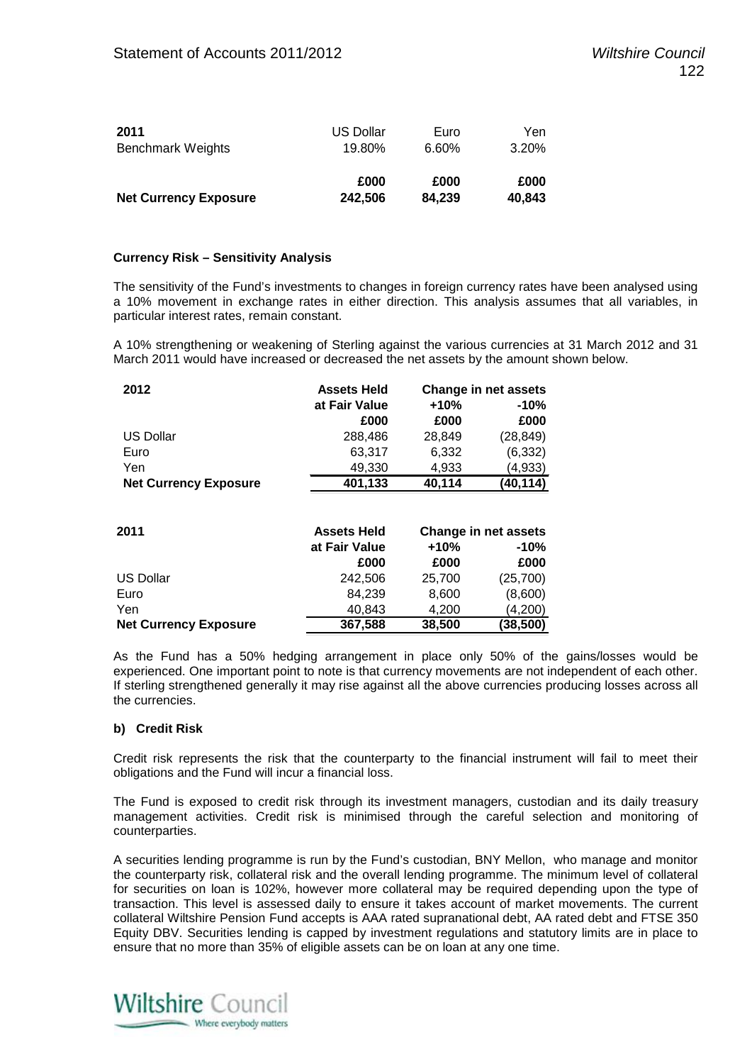| 2011 | US Dollar | Euro | Yen |
|---|---|---|---|
| Benchmark Weights | 19.80% | 6.60% | 3.20% |
| | £000 | £000 | £000 |
| **Net Currency Exposure** | **242,506** | **84,239** | **40,843** |

**Currency Risk – Sensitivity Analysis**

The sensitivity of the Fund's investments to changes in foreign currency rates have been analysed using a 10% movement in exchange rates in either direction. This analysis assumes that all variables, in particular interest rates, remain constant.

A 10% strengthening or weakening of Sterling against the various currencies at 31 March 2012 and 31 March 2011 would have increased or decreased the net assets by the amount shown below.

| 2012 | Assets Held at Fair Value | Change in net assets | |
|---|---|---|---|
| | | +10% | -10% |
| | £000 | £000 | £000 |
| US Dollar | 288,486 | 28,849 | (28,849) |
| Euro | 63,317 | 6,332 | (6,332) |
| Yen | 49,330 | 4,933 | (4,933) |
| **Net Currency Exposure** | **401,133** | **40,114** | **(40,114)** |

| 2011 | Assets Held at Fair Value | Change in net assets | |
|---|---|---|---|
| | | +10% | -10% |
| | £000 | £000 | £000 |
| US Dollar | 242,506 | 25,700 | (25,700) |
| Euro | 84,239 | 8,600 | (8,600) |
| Yen | 40,843 | 4,200 | (4,200) |
| **Net Currency Exposure** | **367,588** | **38,500** | **(38,500)** |

As the Fund has a 50% hedging arrangement in place only 50% of the gains/losses would be experienced. One important point to note is that currency movements are not independent of each other. If sterling strengthened generally it may rise against all the above currencies producing losses across all the currencies.

**b) Credit Risk**

Credit risk represents the risk that the counterparty to the financial instrument will fail to meet their obligations and the Fund will incur a financial loss.

The Fund is exposed to credit risk through its investment managers, custodian and its daily treasury management activities. Credit risk is minimised through the careful selection and monitoring of counterparties.

A securities lending programme is run by the Fund's custodian, BNY Mellon, who manage and monitor the counterparty risk, collateral risk and the overall lending programme. The minimum level of collateral for securities on loan is 102%, however more collateral may be required depending upon the type of transaction. This level is assessed daily to ensure it takes account of market movements. The current collateral Wiltshire Pension Fund accepts is AAA rated supranational debt, AA rated debt and FTSE 350 Equity DBV. Securities lending is capped by investment regulations and statutory limits are in place to ensure that no more than 35% of eligible assets can be on loan at any one time.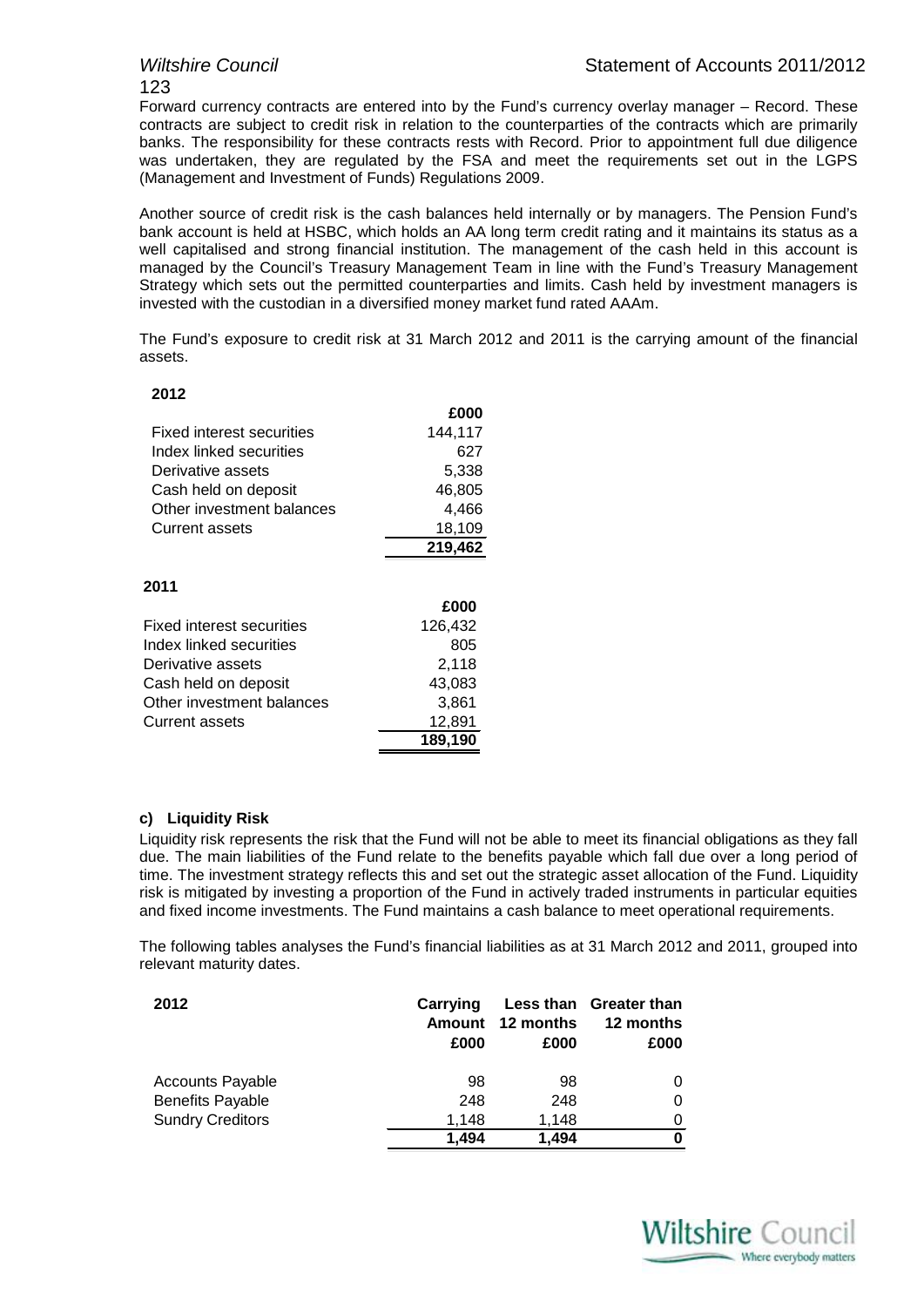Forward currency contracts are entered into by the Fund's currency overlay manager – Record. These contracts are subject to credit risk in relation to the counterparties of the contracts which are primarily banks. The responsibility for these contracts rests with Record. Prior to appointment full due diligence was undertaken, they are regulated by the FSA and meet the requirements set out in the LGPS (Management and Investment of Funds) Regulations 2009.

Another source of credit risk is the cash balances held internally or by managers. The Pension Fund's bank account is held at HSBC, which holds an AA long term credit rating and it maintains its status as a well capitalised and strong financial institution. The management of the cash held in this account is managed by the Council's Treasury Management Team in line with the Fund's Treasury Management Strategy which sets out the permitted counterparties and limits. Cash held by investment managers is invested with the custodian in a diversified money market fund rated AAAm.

The Fund's exposure to credit risk at 31 March 2012 and 2011 is the carrying amount of the financial assets.

**2012**

| | £000 |
|---|---|
| Fixed interest securities | 144,117 |
| Index linked securities | 627 |
| Derivative assets | 5,338 |
| Cash held on deposit | 46,805 |
| Other investment balances | 4,466 |
| Current assets | 18,109 |
| | **219,462** |

**2011**

| | £000 |
|---|---|
| Fixed interest securities | 126,432 |
| Index linked securities | 805 |
| Derivative assets | 2,118 |
| Cash held on deposit | 43,083 |
| Other investment balances | 3,861 |
| Current assets | 12,891 |
| | **189,190** |

#### c) Liquidity Risk

Liquidity risk represents the risk that the Fund will not be able to meet its financial obligations as they fall due. The main liabilities of the Fund relate to the benefits payable which fall due over a long period of time. The investment strategy reflects this and set out the strategic asset allocation of the Fund. Liquidity risk is mitigated by investing a proportion of the Fund in actively traded instruments in particular equities and fixed income investments. The Fund maintains a cash balance to meet operational requirements.

The following tables analyses the Fund's financial liabilities as at 31 March 2012 and 2011, grouped into relevant maturity dates.

| 2012 | Carrying Amount £000 | Less than 12 months £000 | Greater than 12 months £000 |
|---|---|---|---|
| Accounts Payable | 98 | 98 | 0 |
| Benefits Payable | 248 | 248 | 0 |
| Sundry Creditors | 1,148 | 1,148 | 0 |
| | **1,494** | **1,494** | **0** |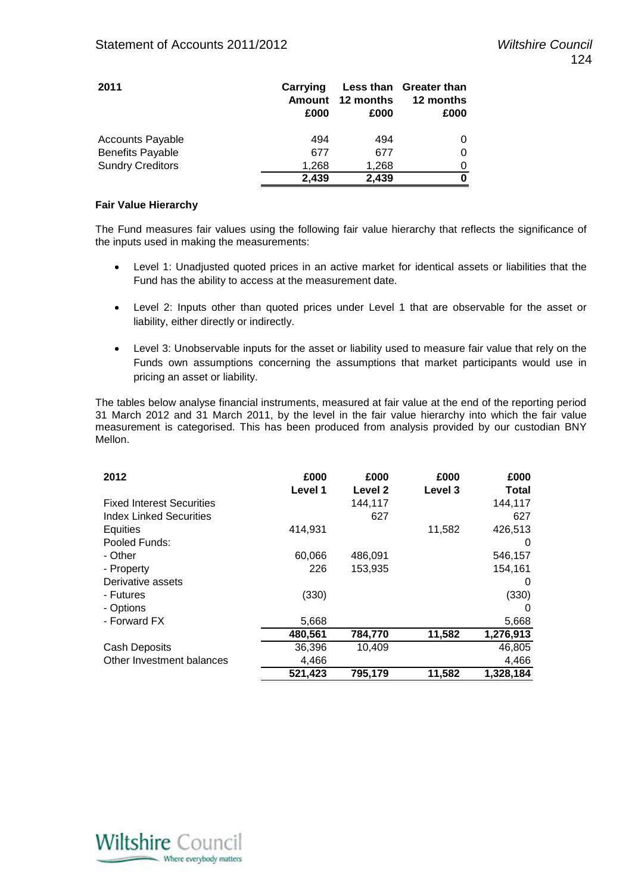| 2011 | Carrying Amount £000 | Less than 12 months £000 | Greater than 12 months £000 |
|---|---|---|---|
| Accounts Payable | 494 | 494 | 0 |
| Benefits Payable | 677 | 677 | 0 |
| Sundry Creditors | 1,268 | 1,268 | 0 |
| | **2,439** | **2,439** | **0** |

**Fair Value Hierarchy**

The Fund measures fair values using the following fair value hierarchy that reflects the significance of the inputs used in making the measurements:

- Level 1: Unadjusted quoted prices in an active market for identical assets or liabilities that the Fund has the ability to access at the measurement date.
- Level 2: Inputs other than quoted prices under Level 1 that are observable for the asset or liability, either directly or indirectly.
- Level 3: Unobservable inputs for the asset or liability used to measure fair value that rely on the Funds own assumptions concerning the assumptions that market participants would use in pricing an asset or liability.

The tables below analyse financial instruments, measured at fair value at the end of the reporting period 31 March 2012 and 31 March 2011, by the level in the fair value hierarchy into which the fair value measurement is categorised. This has been produced from analysis provided by our custodian BNY Mellon.

| 2012 | £000 Level 1 | £000 Level 2 | £000 Level 3 | £000 Total |
|---|---|---|---|---|
| Fixed Interest Securities | | 144,117 | | 144,117 |
| Index Linked Securities | | 627 | | 627 |
| Equities | 414,931 | | 11,582 | 426,513 |
| Pooled Funds: | | | | 0 |
| - Other | 60,066 | 486,091 | | 546,157 |
| - Property | 226 | 153,935 | | 154,161 |
| Derivative assets | | | | 0 |
| - Futures | (330) | | | (330) |
| - Options | | | | 0 |
| - Forward FX | 5,668 | | | 5,668 |
| | **480,561** | **784,770** | **11,582** | **1,276,913** |
| Cash Deposits | 36,396 | 10,409 | | 46,805 |
| Other Investment balances | 4,466 | | | 4,466 |
| | **521,423** | **795,179** | **11,582** | **1,328,184** |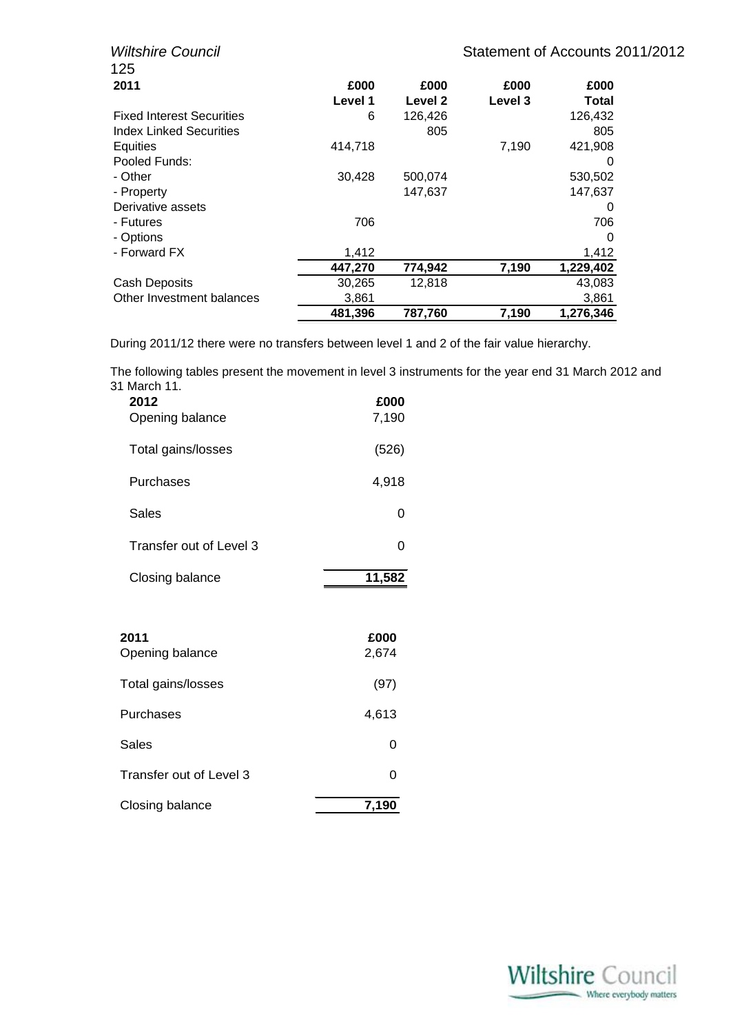| 2011 | £000 Level 1 | £000 Level 2 | £000 Level 3 | £000 Total |
|---|---|---|---|---|
| Fixed Interest Securities | 6 | 126,426 | | 126,432 |
| Index Linked Securities | | 805 | | 805 |
| Equities | 414,718 | | 7,190 | 421,908 |
| Pooled Funds: | | | | 0 |
| - Other | 30,428 | 500,074 | | 530,502 |
| - Property | | 147,637 | | 147,637 |
| Derivative assets | | | | 0 |
| - Futures | 706 | | | 706 |
| - Options | | | | 0 |
| - Forward FX | 1,412 | | | 1,412 |
| | **447,270** | **774,942** | **7,190** | **1,229,402** |
| Cash Deposits | 30,265 | 12,818 | | 43,083 |
| Other Investment balances | 3,861 | | | 3,861 |
| | **481,396** | **787,760** | **7,190** | **1,276,346** |

During 2011/12 there were no transfers between level 1 and 2 of the fair value hierarchy.

The following tables present the movement in level 3 instruments for the year end 31 March 2012 and 31 March 11.

| 2012 | £000 |
|---|---|
| Opening balance | 7,190 |
| Total gains/losses | (526) |
| Purchases | 4,918 |
| Sales | 0 |
| Transfer out of Level 3 | 0 |
| Closing balance | **11,582** |

| 2011 | £000 |
|---|---|
| Opening balance | 2,674 |
| Total gains/losses | (97) |
| Purchases | 4,613 |
| Sales | 0 |
| Transfer out of Level 3 | 0 |
| Closing balance | **7,190** |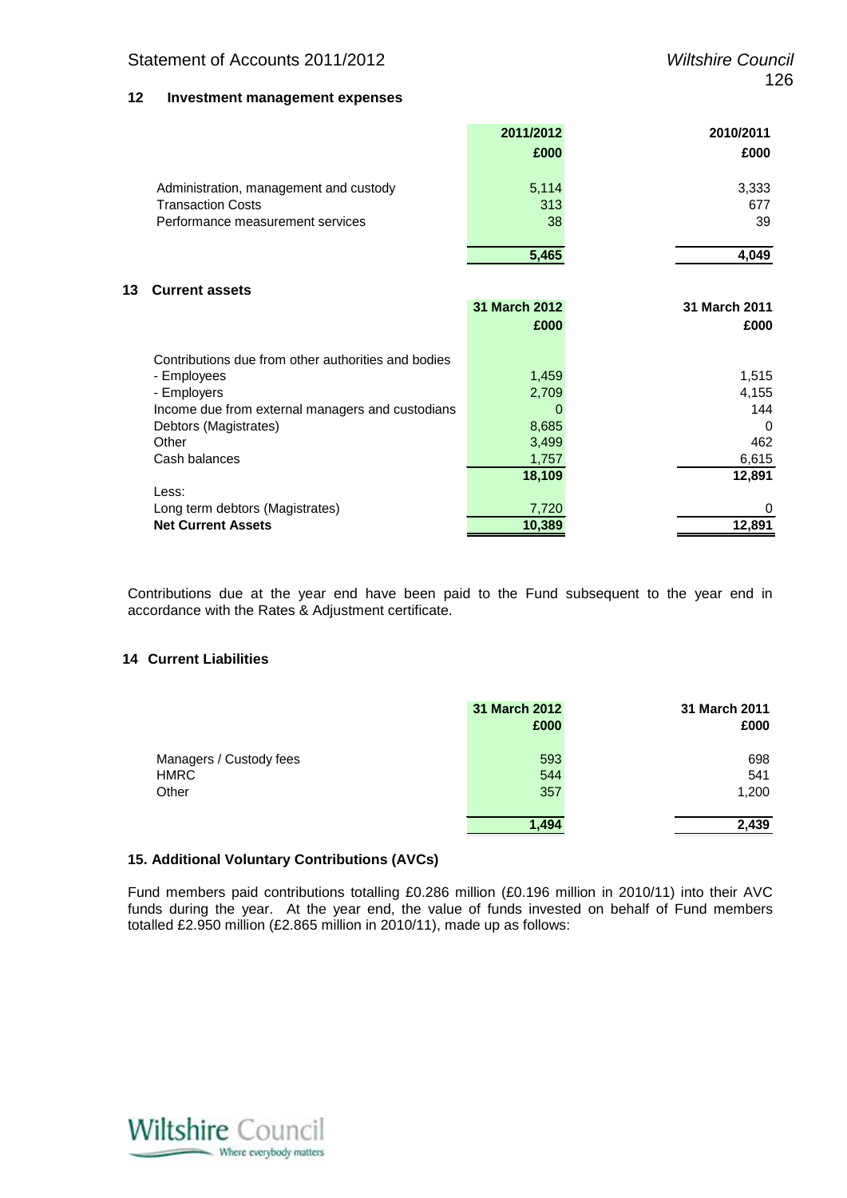## 12 Investment management expenses

| | 2011/2012 | 2010/2011 |
|---|---|---|
| | £000 | £000 |
| Administration, management and custody | 5,114 | 3,333 |
| Transaction Costs | 313 | 677 |
| Performance measurement services | 38 | 39 |
| | 5,465 | 4,049 |

## 13 Current assets

| | 31 March 2012 | 31 March 2011 |
|---|---|---|
| | £000 | £000 |
| Contributions due from other authorities and bodies | | |
| - Employees | 1,459 | 1,515 |
| - Employers | 2,709 | 4,155 |
| Income due from external managers and custodians | 0 | 144 |
| Debtors (Magistrates) | 8,685 | 0 |
| Other | 3,499 | 462 |
| Cash balances | 1,757 | 6,615 |
| | 18,109 | 12,891 |
| Less: | | |
| Long term debtors (Magistrates) | 7,720 | 0 |
| **Net Current Assets** | 10,389 | 12,891 |

Contributions due at the year end have been paid to the Fund subsequent to the year end in accordance with the Rates & Adjustment certificate.

## 14 Current Liabilities

| | 31 March 2012 | 31 March 2011 |
|---|---|---|
| | £000 | £000 |
| Managers / Custody fees | 593 | 698 |
| HMRC | 544 | 541 |
| Other | 357 | 1,200 |
| | 1,494 | 2,439 |

## 15. Additional Voluntary Contributions (AVCs)

Fund members paid contributions totalling £0.286 million (£0.196 million in 2010/11) into their AVC funds during the year. At the year end, the value of funds invested on behalf of Fund members totalled £2.950 million (£2.865 million in 2010/11), made up as follows: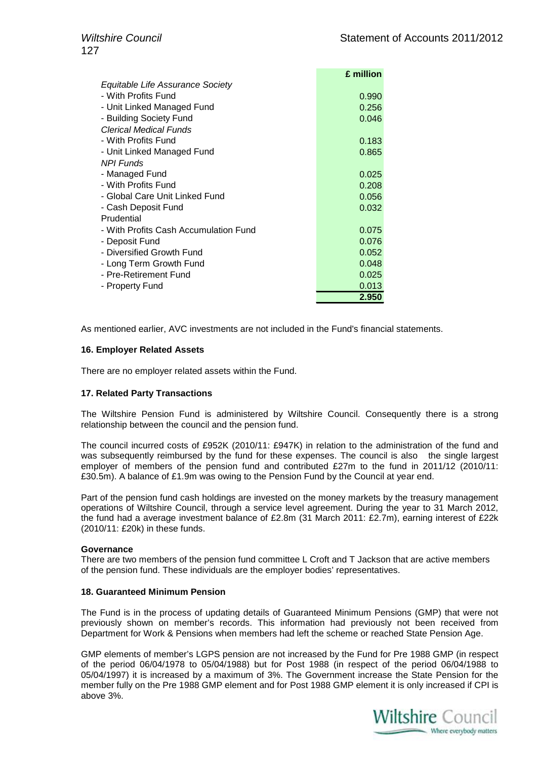| | £ million |
|---|---|
| *Equitable Life Assurance Society* | |
| - With Profits Fund | 0.990 |
| - Unit Linked Managed Fund | 0.256 |
| - Building Society Fund | 0.046 |
| *Clerical Medical Funds* | |
| - With Profits Fund | 0.183 |
| - Unit Linked Managed Fund | 0.865 |
| *NPI Funds* | |
| - Managed Fund | 0.025 |
| - With Profits Fund | 0.208 |
| - Global Care Unit Linked Fund | 0.056 |
| - Cash Deposit Fund | 0.032 |
| Prudential | |
| - With Profits Cash Accumulation Fund | 0.075 |
| - Deposit Fund | 0.076 |
| - Diversified Growth Fund | 0.052 |
| - Long Term Growth Fund | 0.048 |
| - Pre-Retirement Fund | 0.025 |
| - Property Fund | 0.013 |
| | **2.950** |

As mentioned earlier, AVC investments are not included in the Fund's financial statements.

**16. Employer Related Assets**

There are no employer related assets within the Fund.

**17. Related Party Transactions**

The Wiltshire Pension Fund is administered by Wiltshire Council. Consequently there is a strong relationship between the council and the pension fund.

The council incurred costs of £952K (2010/11: £947K) in relation to the administration of the fund and was subsequently reimbursed by the fund for these expenses. The council is also the single largest employer of members of the pension fund and contributed £27m to the fund in 2011/12 (2010/11: £30.5m). A balance of £1.9m was owing to the Pension Fund by the Council at year end.

Part of the pension fund cash holdings are invested on the money markets by the treasury management operations of Wiltshire Council, through a service level agreement. During the year to 31 March 2012, the fund had a average investment balance of £2.8m (31 March 2011: £2.7m), earning interest of £22k (2010/11: £20k) in these funds.

**Governance**

There are two members of the pension fund committee L Croft and T Jackson that are active members of the pension fund. These individuals are the employer bodies' representatives.

**18. Guaranteed Minimum Pension**

The Fund is in the process of updating details of Guaranteed Minimum Pensions (GMP) that were not previously shown on member's records. This information had previously not been received from Department for Work & Pensions when members had left the scheme or reached State Pension Age.

GMP elements of member's LGPS pension are not increased by the Fund for Pre 1988 GMP (in respect of the period 06/04/1978 to 05/04/1988) but for Post 1988 (in respect of the period 06/04/1988 to 05/04/1997) it is increased by a maximum of 3%. The Government increase the State Pension for the member fully on the Pre 1988 GMP element and for Post 1988 GMP element it is only increased if CPI is above 3%.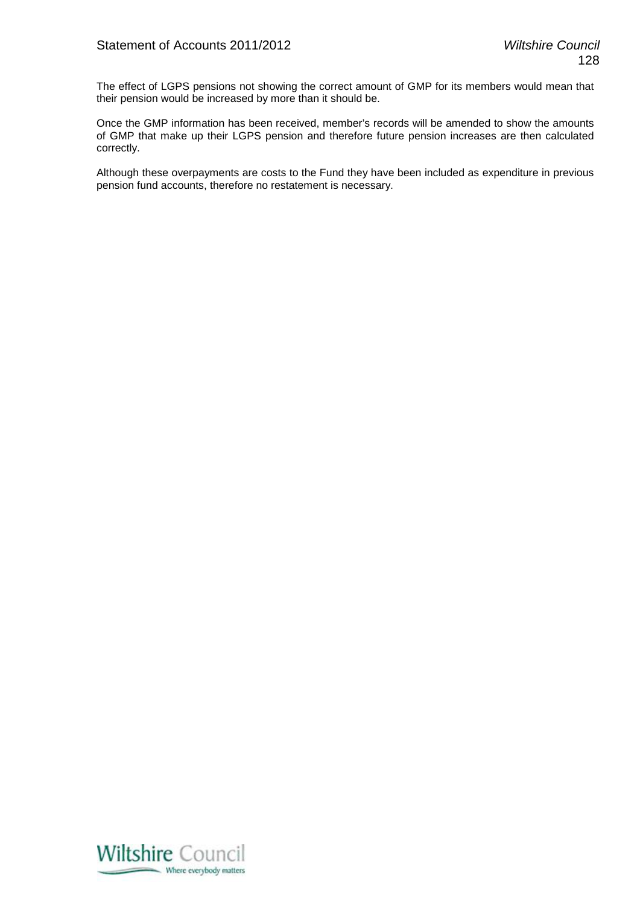The effect of LGPS pensions not showing the correct amount of GMP for its members would mean that their pension would be increased by more than it should be.

Once the GMP information has been received, member's records will be amended to show the amounts of GMP that make up their LGPS pension and therefore future pension increases are then calculated correctly.

Although these overpayments are costs to the Fund they have been included as expenditure in previous pension fund accounts, therefore no restatement is necessary.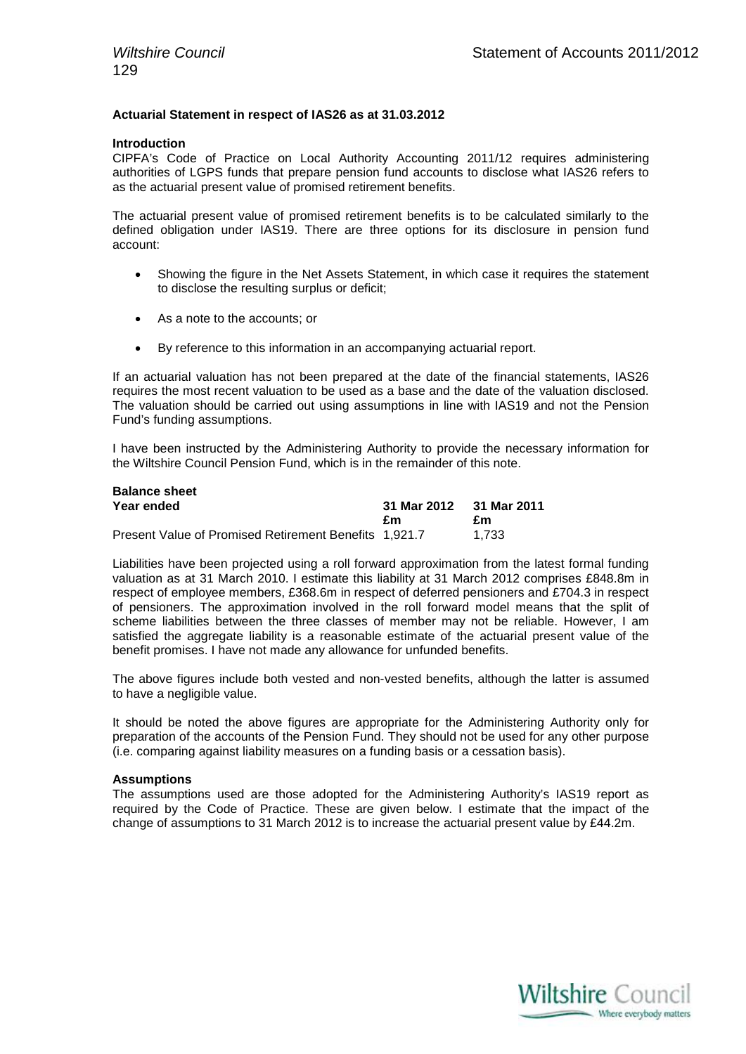## Actuarial Statement in respect of IAS26 as at 31.03.2012

### Introduction

CIPFA's Code of Practice on Local Authority Accounting 2011/12 requires administering authorities of LGPS funds that prepare pension fund accounts to disclose what IAS26 refers to as the actuarial present value of promised retirement benefits.

The actuarial present value of promised retirement benefits is to be calculated similarly to the defined obligation under IAS19. There are three options for its disclosure in pension fund account:

- Showing the figure in the Net Assets Statement, in which case it requires the statement to disclose the resulting surplus or deficit;
- As a note to the accounts; or
- By reference to this information in an accompanying actuarial report.

If an actuarial valuation has not been prepared at the date of the financial statements, IAS26 requires the most recent valuation to be used as a base and the date of the valuation disclosed. The valuation should be carried out using assumptions in line with IAS19 and not the Pension Fund's funding assumptions.

I have been instructed by the Administering Authority to provide the necessary information for the Wiltshire Council Pension Fund, which is in the remainder of this note.

### Balance sheet

| Year ended | 31 Mar 2012 | 31 Mar 2011 |
|---|---|---|
| | £m | £m |
| Present Value of Promised Retirement Benefits | 1,921.7 | 1,733 |

Liabilities have been projected using a roll forward approximation from the latest formal funding valuation as at 31 March 2010. I estimate this liability at 31 March 2012 comprises £848.8m in respect of employee members, £368.6m in respect of deferred pensioners and £704.3 in respect of pensioners. The approximation involved in the roll forward model means that the split of scheme liabilities between the three classes of member may not be reliable. However, I am satisfied the aggregate liability is a reasonable estimate of the actuarial present value of the benefit promises. I have not made any allowance for unfunded benefits.

The above figures include both vested and non-vested benefits, although the latter is assumed to have a negligible value.

It should be noted the above figures are appropriate for the Administering Authority only for preparation of the accounts of the Pension Fund. They should not be used for any other purpose (i.e. comparing against liability measures on a funding basis or a cessation basis).

### Assumptions

The assumptions used are those adopted for the Administering Authority's IAS19 report as required by the Code of Practice. These are given below. I estimate that the impact of the change of assumptions to 31 March 2012 is to increase the actuarial present value by £44.2m.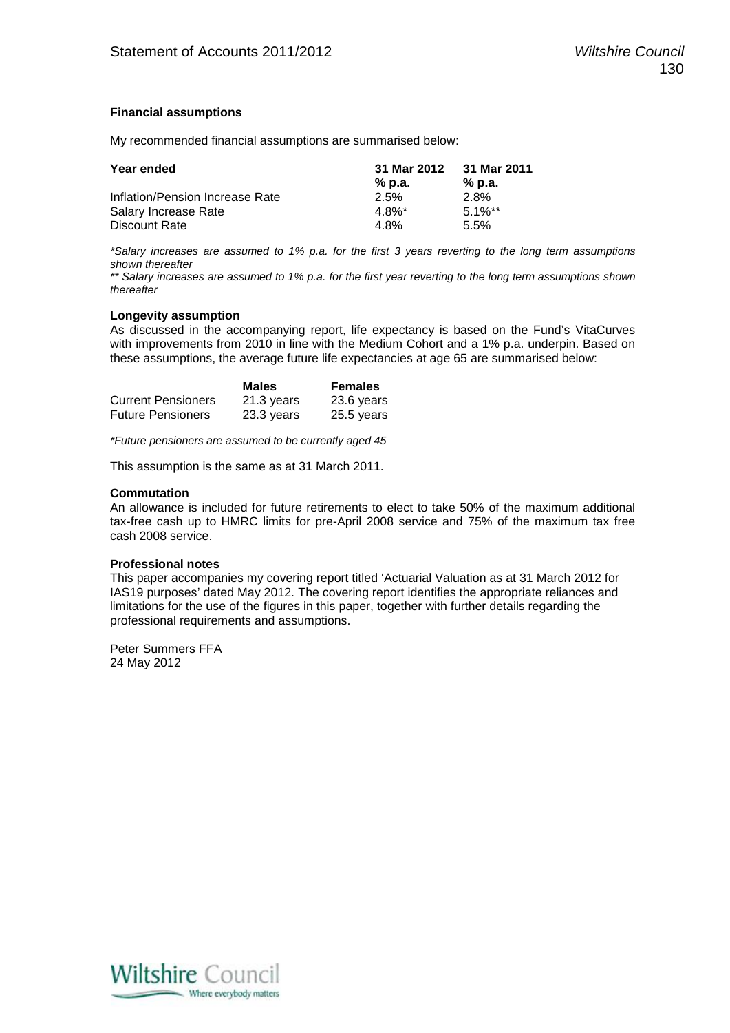**Financial assumptions**

My recommended financial assumptions are summarised below:

| Year ended | 31 Mar 2012 | 31 Mar 2011 |
|---|---|---|
| | % p.a. | % p.a. |
| Inflation/Pension Increase Rate | 2.5% | 2.8% |
| Salary Increase Rate | 4.8%* | 5.1%** |
| Discount Rate | 4.8% | 5.5% |

*\*Salary increases are assumed to 1% p.a. for the first 3 years reverting to the long term assumptions shown thereafter*

*\*\* Salary increases are assumed to 1% p.a. for the first year reverting to the long term assumptions shown thereafter*

**Longevity assumption**

As discussed in the accompanying report, life expectancy is based on the Fund's VitaCurves with improvements from 2010 in line with the Medium Cohort and a 1% p.a. underpin. Based on these assumptions, the average future life expectancies at age 65 are summarised below:

| | Males | Females |
|---|---|---|
| Current Pensioners | 21.3 years | 23.6 years |
| Future Pensioners | 23.3 years | 25.5 years |

*\*Future pensioners are assumed to be currently aged 45*

This assumption is the same as at 31 March 2011.

**Commutation**

An allowance is included for future retirements to elect to take 50% of the maximum additional tax-free cash up to HMRC limits for pre-April 2008 service and 75% of the maximum tax free cash 2008 service.

**Professional notes**

This paper accompanies my covering report titled 'Actuarial Valuation as at 31 March 2012 for IAS19 purposes' dated May 2012. The covering report identifies the appropriate reliances and limitations for the use of the figures in this paper, together with further details regarding the professional requirements and assumptions.

Peter Summers FFA
24 May 2012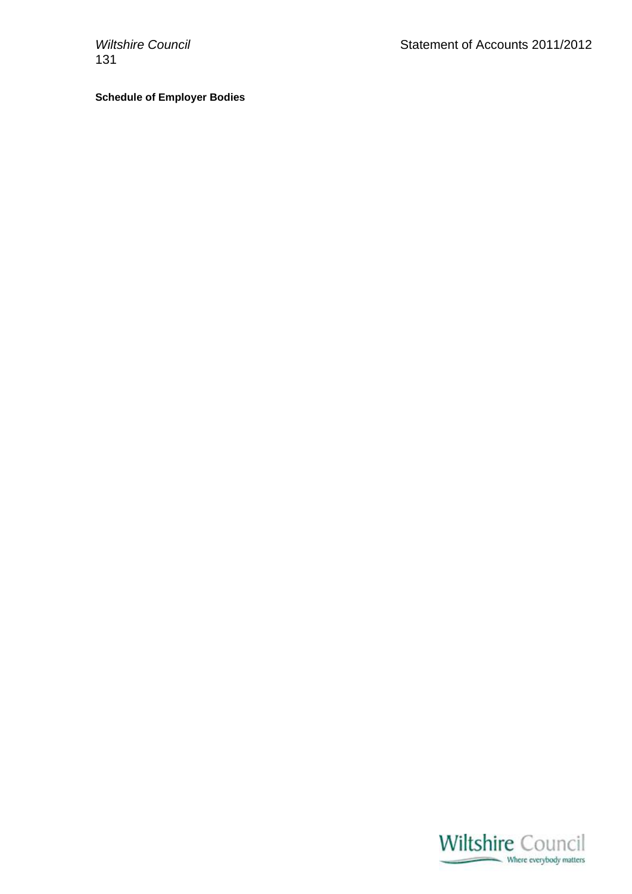**Schedule of Employer Bodies**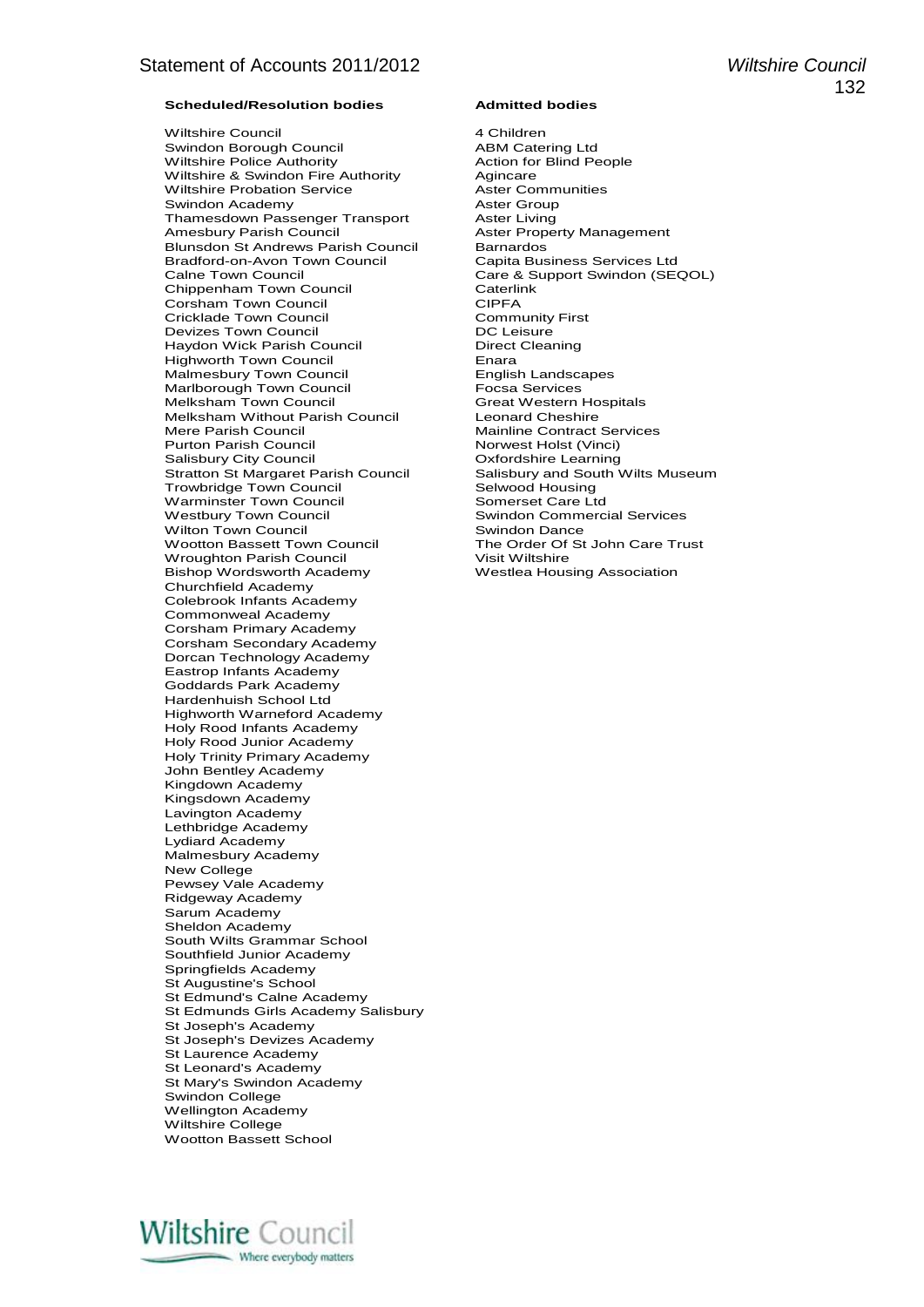**Scheduled/Resolution bodies**

Wiltshire Council
Swindon Borough Council
Wiltshire Police Authority
Wiltshire & Swindon Fire Authority
Wiltshire Probation Service
Swindon Academy
Thamesdown Passenger Transport
Amesbury Parish Council
Blunsdon St Andrews Parish Council
Bradford-on-Avon Town Council
Calne Town Council
Chippenham Town Council
Corsham Town Council
Cricklade Town Council
Devizes Town Council
Haydon Wick Parish Council
Highworth Town Council
Malmesbury Town Council
Marlborough Town Council
Melksham Town Council
Melksham Without Parish Council
Mere Parish Council
Purton Parish Council
Salisbury City Council
Stratton St Margaret Parish Council
Trowbridge Town Council
Warminster Town Council
Westbury Town Council
Wilton Town Council
Wootton Bassett Town Council
Wroughton Parish Council
Bishop Wordsworth Academy
Churchfield Academy
Colebrook Infants Academy
Commonweal Academy
Corsham Primary Academy
Corsham Secondary Academy
Dorcan Technology Academy
Eastrop Infants Academy
Goddards Park Academy
Hardenhuish School Ltd
Highworth Warneford Academy
Holy Rood Infants Academy
Holy Rood Junior Academy
Holy Trinity Primary Academy
John Bentley Academy
Kingdown Academy
Kingsdown Academy
Lavington Academy
Lethbridge Academy
Lydiard Academy
Malmesbury Academy
New College
Pewsey Vale Academy
Ridgeway Academy
Sarum Academy
Sheldon Academy
South Wilts Grammar School
Southfield Junior Academy
Springfields Academy
St Augustine's School
St Edmund's Calne Academy
St Edmunds Girls Academy Salisbury
St Joseph's Academy
St Joseph's Devizes Academy
St Laurence Academy
St Leonard's Academy
St Mary's Swindon Academy
Swindon College
Wellington Academy
Wiltshire College
Wootton Bassett School

**Admitted bodies**

4 Children
ABM Catering Ltd
Action for Blind People
Agincare
Aster Communities
Aster Group
Aster Living
Aster Property Management
Barnardos
Capita Business Services Ltd
Care & Support Swindon (SEQOL)
Caterlink
CIPFA
Community First
DC Leisure
Direct Cleaning
Enara
English Landscapes
Focsa Services
Great Western Hospitals
Leonard Cheshire
Mainline Contract Services
Norwest Holst (Vinci)
Oxfordshire Learning
Salisbury and South Wilts Museum
Selwood Housing
Somerset Care Ltd
Swindon Commercial Services
Swindon Dance
The Order Of St John Care Trust
Visit Wiltshire
Westlea Housing Association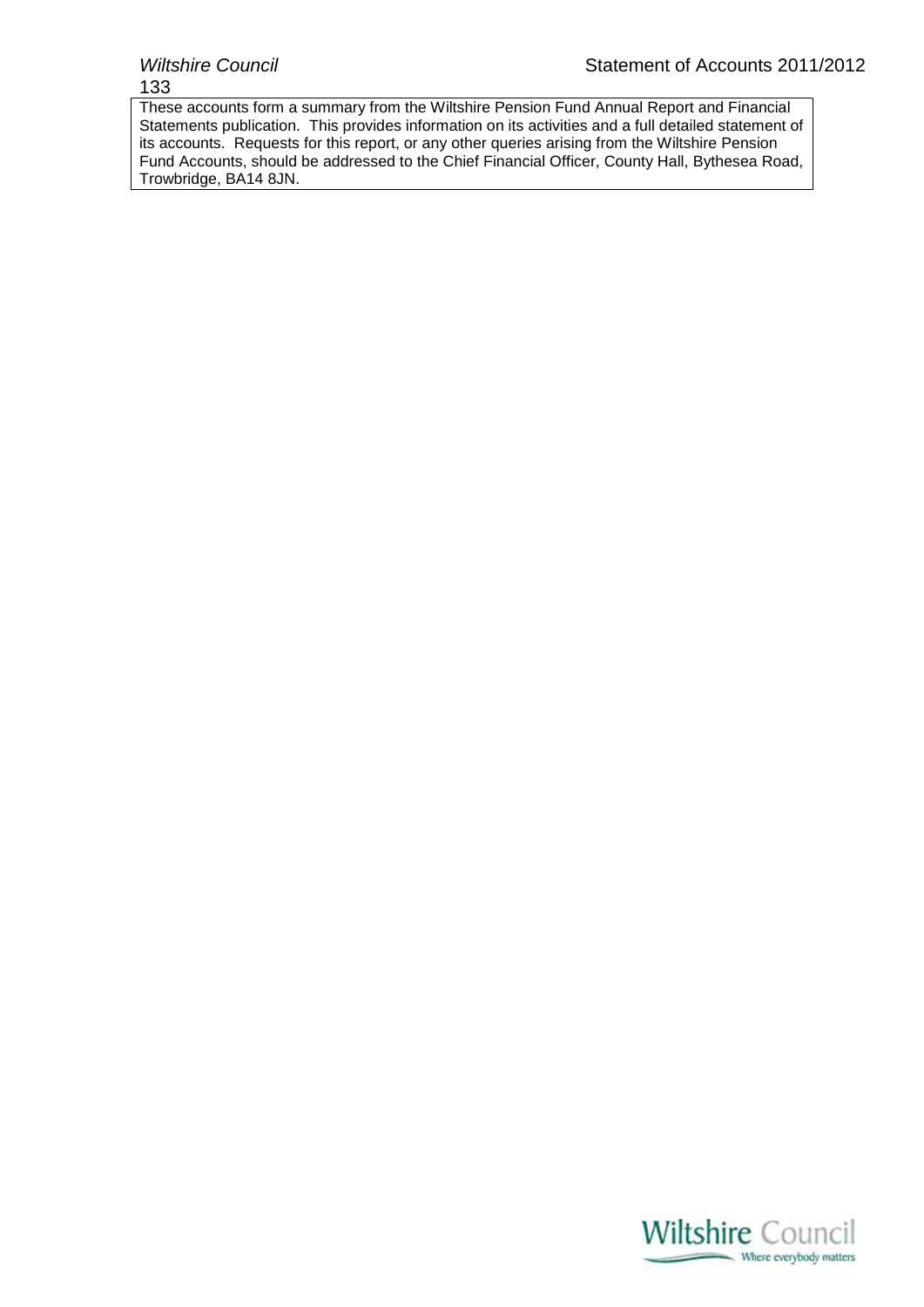These accounts form a summary from the Wiltshire Pension Fund Annual Report and Financial Statements publication. This provides information on its activities and a full detailed statement of its accounts. Requests for this report, or any other queries arising from the Wiltshire Pension Fund Accounts, should be addressed to the Chief Financial Officer, County Hall, Bythesea Road, Trowbridge, BA14 8JN.